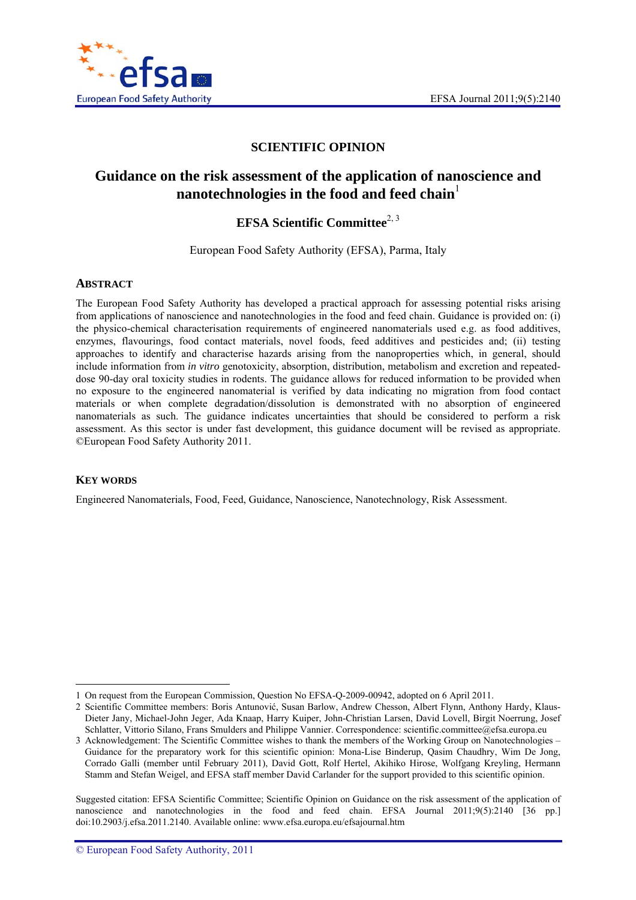# SCIENTIFIC OPINION

## Guidance on the risk assessment of the application of nanoscience and nanotechnologies in the food and feed chain[1]

### EFSA Scientific Committee[2, 3]

European Food Safety Authority (EFSA), Parma, Italy

## ABSTRACT

The European Food Safety Authority has developed a practical approach for assessing potential risks arising from applications of nanoscience and nanotechnologies in the food and feed chain. Guidance is provided on: (i) the physico-chemical characterisation requirements of engineered nanomaterials used e.g. as food additives, enzymes, flavourings, food contact materials, novel foods, feed additives and pesticides and; (ii) testing approaches to identify and characterise hazards arising from the nanoproperties which, in general, should include information from *in vitro* genotoxicity, absorption, distribution, metabolism and excretion and repeated-dose 90-day oral toxicity studies in rodents. The guidance allows for reduced information to be provided when no exposure to the engineered nanomaterial is verified by data indicating no migration from food contact materials or when complete degradation/dissolution is demonstrated with no absorption of engineered nanomaterials as such. The guidance indicates uncertainties that should be considered to perform a risk assessment. As this sector is under fast development, this guidance document will be revised as appropriate. ©European Food Safety Authority 2011.

## KEY WORDS

Engineered Nanomaterials, Food, Feed, Guidance, Nanoscience, Nanotechnology, Risk Assessment.

---

1 On request from the European Commission, Question No EFSA-Q-2009-00942, adopted on 6 April 2011.

2 Scientific Committee members: Boris Antunović, Susan Barlow, Andrew Chesson, Albert Flynn, Anthony Hardy, Klaus-Dieter Jany, Michael-John Jeger, Ada Knaap, Harry Kuiper, John-Christian Larsen, David Lovell, Birgit Noerrung, Josef Schlatter, Vittorio Silano, Frans Smulders and Philippe Vannier. Correspondence: scientific.committee@efsa.europa.eu

3 Acknowledgement: The Scientific Committee wishes to thank the members of the Working Group on Nanotechnologies – Guidance for the preparatory work for this scientific opinion: Mona-Lise Binderup, Qasim Chaudhry, Wim De Jong, Corrado Galli (member until February 2011), David Gott, Rolf Hertel, Akihiko Hirose, Wolfgang Kreyling, Hermann Stamm and Stefan Weigel, and EFSA staff member David Carlander for the support provided to this scientific opinion.

Suggested citation: EFSA Scientific Committee; Scientific Opinion on Guidance on the risk assessment of the application of nanoscience and nanotechnologies in the food and feed chain. EFSA Journal 2011;9(5):2140 [36 pp.] doi:10.2903/j.efsa.2011.2140. Available online: www.efsa.europa.eu/efsajournal.htm

© European Food Safety Authority, 2011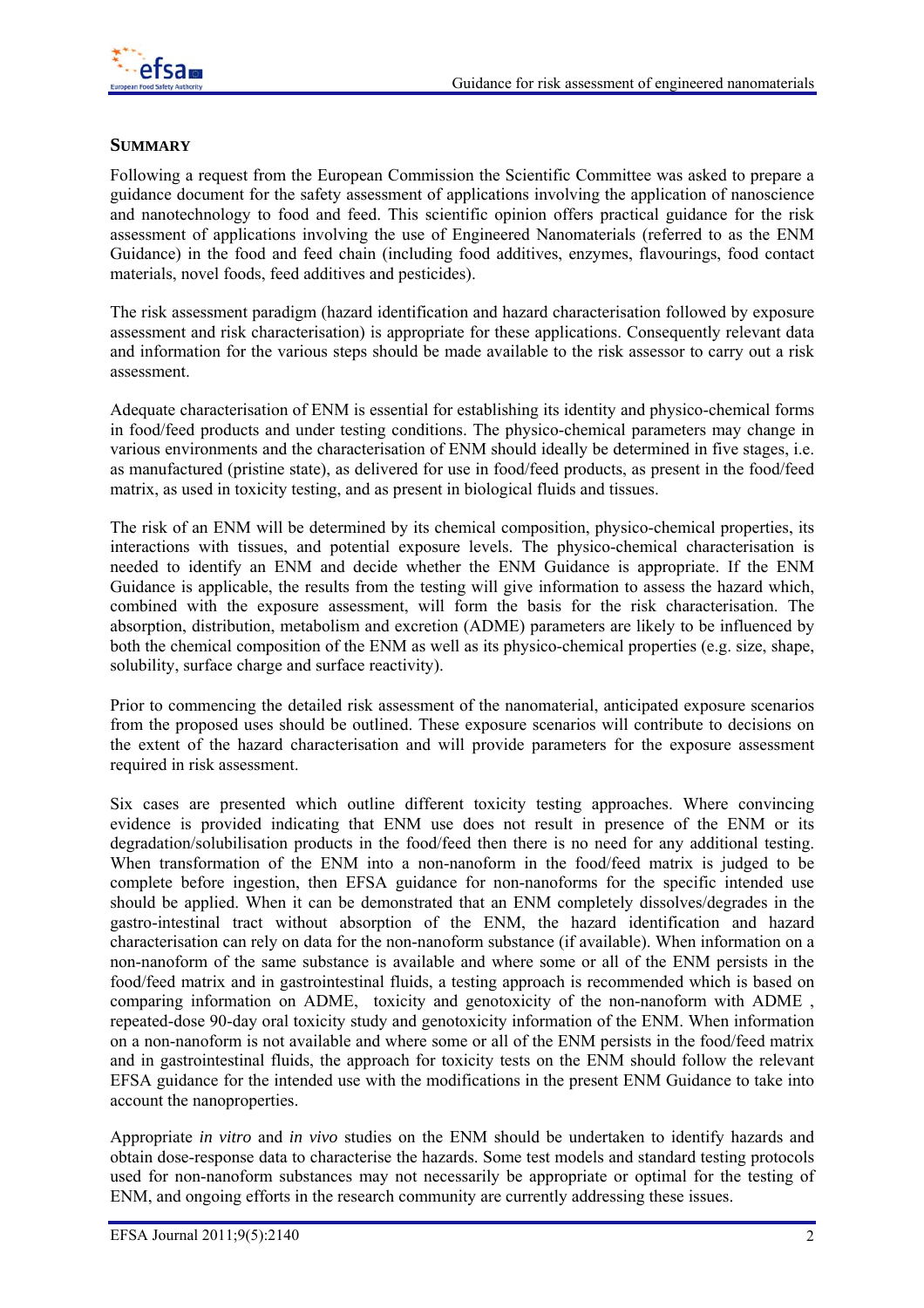## SUMMARY

Following a request from the European Commission the Scientific Committee was asked to prepare a guidance document for the safety assessment of applications involving the application of nanoscience and nanotechnology to food and feed. This scientific opinion offers practical guidance for the risk assessment of applications involving the use of Engineered Nanomaterials (referred to as the ENM Guidance) in the food and feed chain (including food additives, enzymes, flavourings, food contact materials, novel foods, feed additives and pesticides).

The risk assessment paradigm (hazard identification and hazard characterisation followed by exposure assessment and risk characterisation) is appropriate for these applications. Consequently relevant data and information for the various steps should be made available to the risk assessor to carry out a risk assessment.

Adequate characterisation of ENM is essential for establishing its identity and physico-chemical forms in food/feed products and under testing conditions. The physico-chemical parameters may change in various environments and the characterisation of ENM should ideally be determined in five stages, i.e. as manufactured (pristine state), as delivered for use in food/feed products, as present in the food/feed matrix, as used in toxicity testing, and as present in biological fluids and tissues.

The risk of an ENM will be determined by its chemical composition, physico-chemical properties, its interactions with tissues, and potential exposure levels. The physico-chemical characterisation is needed to identify an ENM and decide whether the ENM Guidance is appropriate. If the ENM Guidance is applicable, the results from the testing will give information to assess the hazard which, combined with the exposure assessment, will form the basis for the risk characterisation. The absorption, distribution, metabolism and excretion (ADME) parameters are likely to be influenced by both the chemical composition of the ENM as well as its physico-chemical properties (e.g. size, shape, solubility, surface charge and surface reactivity).

Prior to commencing the detailed risk assessment of the nanomaterial, anticipated exposure scenarios from the proposed uses should be outlined. These exposure scenarios will contribute to decisions on the extent of the hazard characterisation and will provide parameters for the exposure assessment required in risk assessment.

Six cases are presented which outline different toxicity testing approaches. Where convincing evidence is provided indicating that ENM use does not result in presence of the ENM or its degradation/solubilisation products in the food/feed then there is no need for any additional testing. When transformation of the ENM into a non-nanoform in the food/feed matrix is judged to be complete before ingestion, then EFSA guidance for non-nanoforms for the specific intended use should be applied. When it can be demonstrated that an ENM completely dissolves/degrades in the gastro-intestinal tract without absorption of the ENM, the hazard identification and hazard characterisation can rely on data for the non-nanoform substance (if available). When information on a non-nanoform of the same substance is available and where some or all of the ENM persists in the food/feed matrix and in gastrointestinal fluids, a testing approach is recommended which is based on comparing information on ADME, toxicity and genotoxicity of the non-nanoform with ADME , repeated-dose 90-day oral toxicity study and genotoxicity information of the ENM. When information on a non-nanoform is not available and where some or all of the ENM persists in the food/feed matrix and in gastrointestinal fluids, the approach for toxicity tests on the ENM should follow the relevant EFSA guidance for the intended use with the modifications in the present ENM Guidance to take into account the nanoproperties.

Appropriate *in vitro* and *in vivo* studies on the ENM should be undertaken to identify hazards and obtain dose-response data to characterise the hazards. Some test models and standard testing protocols used for non-nanoform substances may not necessarily be appropriate or optimal for the testing of ENM, and ongoing efforts in the research community are currently addressing these issues.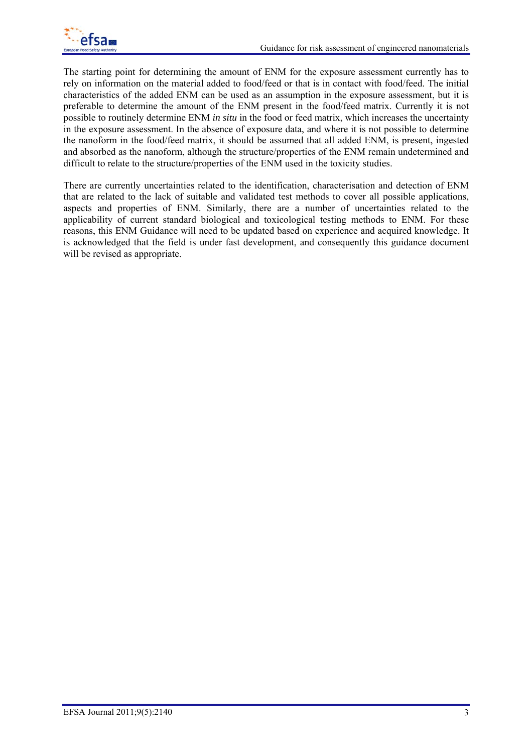The starting point for determining the amount of ENM for the exposure assessment currently has to rely on information on the material added to food/feed or that is in contact with food/feed. The initial characteristics of the added ENM can be used as an assumption in the exposure assessment, but it is preferable to determine the amount of the ENM present in the food/feed matrix. Currently it is not possible to routinely determine ENM *in situ* in the food or feed matrix, which increases the uncertainty in the exposure assessment. In the absence of exposure data, and where it is not possible to determine the nanoform in the food/feed matrix, it should be assumed that all added ENM, is present, ingested and absorbed as the nanoform, although the structure/properties of the ENM remain undetermined and difficult to relate to the structure/properties of the ENM used in the toxicity studies.

There are currently uncertainties related to the identification, characterisation and detection of ENM that are related to the lack of suitable and validated test methods to cover all possible applications, aspects and properties of ENM. Similarly, there are a number of uncertainties related to the applicability of current standard biological and toxicological testing methods to ENM. For these reasons, this ENM Guidance will need to be updated based on experience and acquired knowledge. It is acknowledged that the field is under fast development, and consequently this guidance document will be revised as appropriate.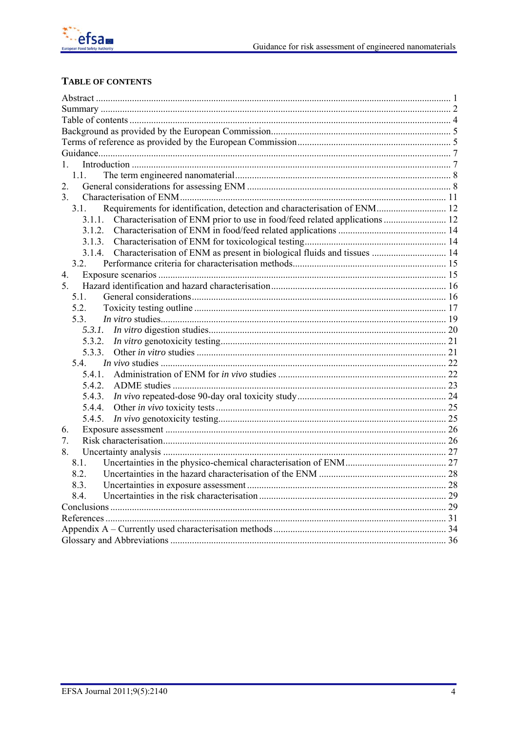## TABLE OF CONTENTS

Abstract .................................................................................................................................................. 1
Summary ................................................................................................................................................ 2
Table of contents .................................................................................................................................... 4
Background as provided by the European Commission.......................................................................... 5
Terms of reference as provided by the European Commission............................................................... 5
Guidance.................................................................................................................................................. 7
1. Introduction ...................................................................................................................................... 7
   1.1. The term engineered nanomaterial.......................................................................................... 8
2. General considerations for assessing ENM .................................................................................... 8
3. Characterisation of ENM............................................................................................................... 11
   3.1. Requirements for identification, detection and characterisation of ENM............................ 12
      3.1.1. Characterisation of ENM prior to use in food/feed related applications .......................... 12
      3.1.2. Characterisation of ENM in food/feed related applications ............................................. 14
      3.1.3. Characterisation of ENM for toxicological testing........................................................... 14
      3.1.4. Characterisation of ENM as present in biological fluids and tissues ............................... 14
   3.2. Performance criteria for characterisation methods................................................................ 15
4. Exposure scenarios ........................................................................................................................ 15
5. Hazard identification and hazard characterisation......................................................................... 16
   5.1. General considerations.......................................................................................................... 16
   5.2. Toxicity testing outline ......................................................................................................... 17
   5.3. *In vitro* studies...................................................................................................................... 19
      *5.3.1. In vitro* digestion studies.................................................................................................. 20
      5.3.2. *In vitro* genotoxicity testing............................................................................................. 21
      5.3.3. Other *in vitro* studies ....................................................................................................... 21
   5.4. *In vivo* studies ...................................................................................................................... 22
      5.4.1. Administration of ENM for *in vivo* studies ...................................................................... 22
      5.4.2. ADME studies ................................................................................................................. 23
      5.4.3. *In vivo* repeated-dose 90-day oral toxicity study............................................................. 24
      5.4.4. Other *in vivo* toxicity tests ............................................................................................... 25
      5.4.5. *In vivo* genotoxicity testing.............................................................................................. 25
6. Exposure assessment .................................................................................................................... 26
7. Risk characterisation..................................................................................................................... 26
8. Uncertainty analysis ..................................................................................................................... 27
   8.1. Uncertainties in the physico-chemical characterisation of ENM.......................................... 27
   8.2. Uncertainties in the hazard characterisation of the ENM ..................................................... 28
   8.3. Uncertainties in exposure assessment .................................................................................. 28
   8.4. Uncertainties in the risk characterisation ............................................................................. 29
Conclusions .......................................................................................................................................... 29
References ............................................................................................................................................ 31
Appendix A – Currently used characterisation methods ........................................................................ 34
Glossary and Abbreviations ................................................................................................................. 36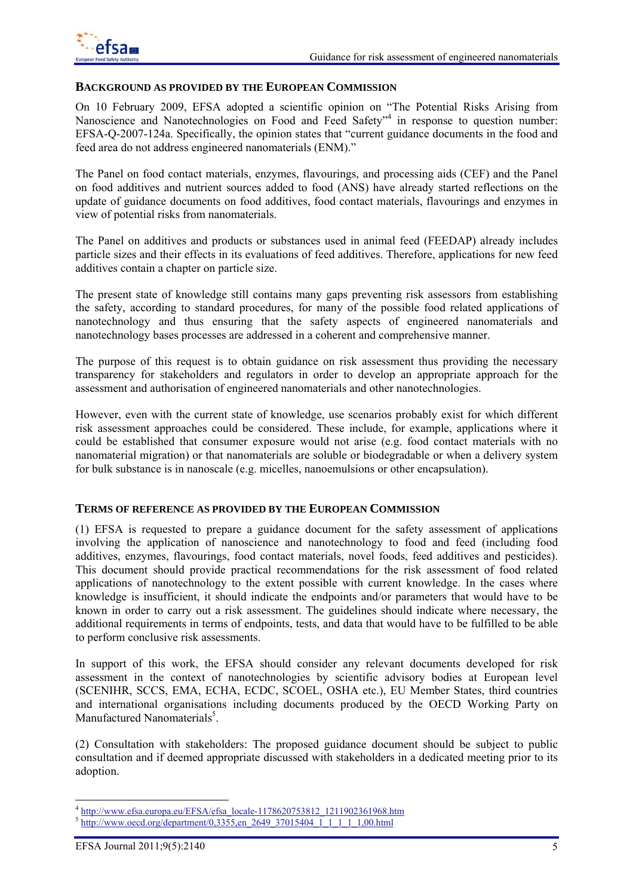## BACKGROUND AS PROVIDED BY THE EUROPEAN COMMISSION

On 10 February 2009, EFSA adopted a scientific opinion on "The Potential Risks Arising from Nanoscience and Nanotechnologies on Food and Feed Safety"[4] in response to question number: EFSA-Q-2007-124a. Specifically, the opinion states that "current guidance documents in the food and feed area do not address engineered nanomaterials (ENM)."

The Panel on food contact materials, enzymes, flavourings, and processing aids (CEF) and the Panel on food additives and nutrient sources added to food (ANS) have already started reflections on the update of guidance documents on food additives, food contact materials, flavourings and enzymes in view of potential risks from nanomaterials.

The Panel on additives and products or substances used in animal feed (FEEDAP) already includes particle sizes and their effects in its evaluations of feed additives. Therefore, applications for new feed additives contain a chapter on particle size.

The present state of knowledge still contains many gaps preventing risk assessors from establishing the safety, according to standard procedures, for many of the possible food related applications of nanotechnology and thus ensuring that the safety aspects of engineered nanomaterials and nanotechnology bases processes are addressed in a coherent and comprehensive manner.

The purpose of this request is to obtain guidance on risk assessment thus providing the necessary transparency for stakeholders and regulators in order to develop an appropriate approach for the assessment and authorisation of engineered nanomaterials and other nanotechnologies.

However, even with the current state of knowledge, use scenarios probably exist for which different risk assessment approaches could be considered. These include, for example, applications where it could be established that consumer exposure would not arise (e.g. food contact materials with no nanomaterial migration) or that nanomaterials are soluble or biodegradable or when a delivery system for bulk substance is in nanoscale (e.g. micelles, nanoemulsions or other encapsulation).

## TERMS OF REFERENCE AS PROVIDED BY THE EUROPEAN COMMISSION

(1) EFSA is requested to prepare a guidance document for the safety assessment of applications involving the application of nanoscience and nanotechnology to food and feed (including food additives, enzymes, flavourings, food contact materials, novel foods, feed additives and pesticides). This document should provide practical recommendations for the risk assessment of food related applications of nanotechnology to the extent possible with current knowledge. In the cases where knowledge is insufficient, it should indicate the endpoints and/or parameters that would have to be known in order to carry out a risk assessment. The guidelines should indicate where necessary, the additional requirements in terms of endpoints, tests, and data that would have to be fulfilled to be able to perform conclusive risk assessments.

In support of this work, the EFSA should consider any relevant documents developed for risk assessment in the context of nanotechnologies by scientific advisory bodies at European level (SCENIHR, SCCS, EMA, ECHA, ECDC, SCOEL, OSHA etc.), EU Member States, third countries and international organisations including documents produced by the OECD Working Party on Manufactured Nanomaterials[5].

(2) Consultation with stakeholders: The proposed guidance document should be subject to public consultation and if deemed appropriate discussed with stakeholders in a dedicated meeting prior to its adoption.

---

[4] http://www.efsa.europa.eu/EFSA/efsa_locale-1178620753812_1211902361968.htm
[5] http://www.oecd.org/department/0,3355,en_2649_37015404_1_1_1_1_1,00.html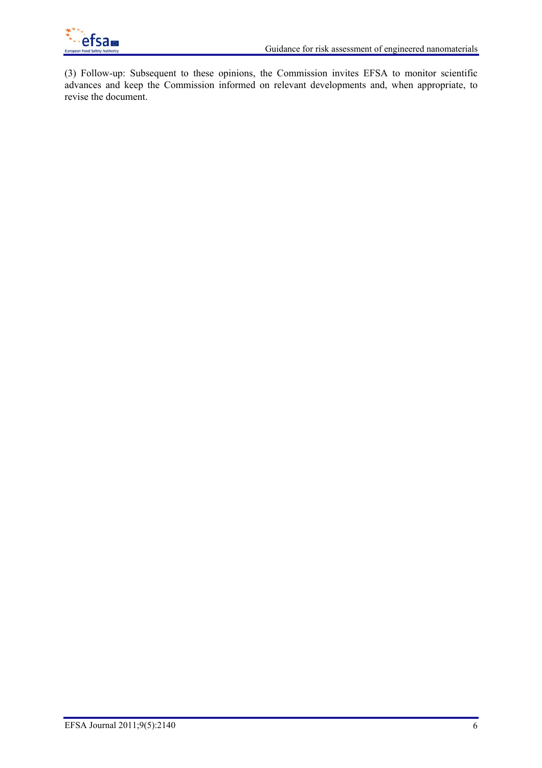(3) Follow-up: Subsequent to these opinions, the Commission invites EFSA to monitor scientific advances and keep the Commission informed on relevant developments and, when appropriate, to revise the document.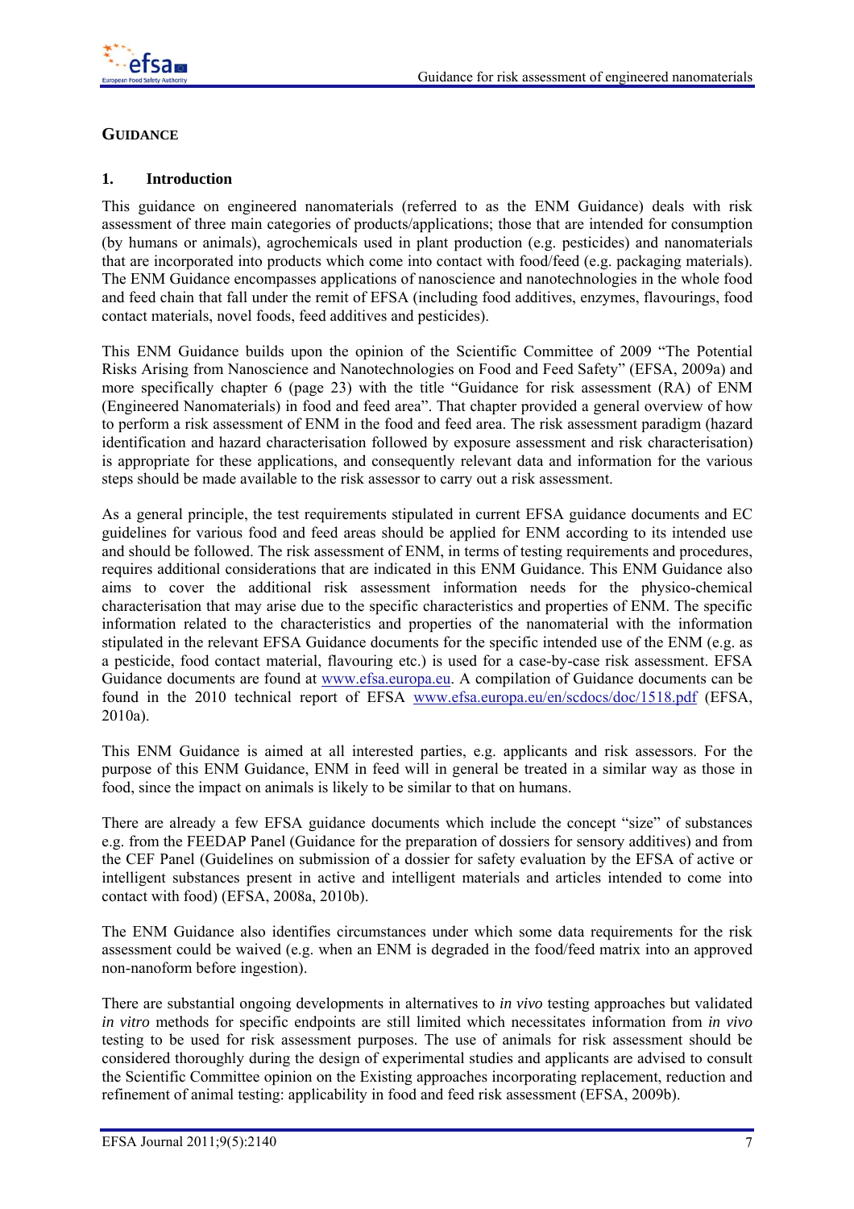# GUIDANCE

## 1. Introduction

This guidance on engineered nanomaterials (referred to as the ENM Guidance) deals with risk assessment of three main categories of products/applications; those that are intended for consumption (by humans or animals), agrochemicals used in plant production (e.g. pesticides) and nanomaterials that are incorporated into products which come into contact with food/feed (e.g. packaging materials). The ENM Guidance encompasses applications of nanoscience and nanotechnologies in the whole food and feed chain that fall under the remit of EFSA (including food additives, enzymes, flavourings, food contact materials, novel foods, feed additives and pesticides).

This ENM Guidance builds upon the opinion of the Scientific Committee of 2009 "The Potential Risks Arising from Nanoscience and Nanotechnologies on Food and Feed Safety" (EFSA, 2009a) and more specifically chapter 6 (page 23) with the title "Guidance for risk assessment (RA) of ENM (Engineered Nanomaterials) in food and feed area". That chapter provided a general overview of how to perform a risk assessment of ENM in the food and feed area. The risk assessment paradigm (hazard identification and hazard characterisation followed by exposure assessment and risk characterisation) is appropriate for these applications, and consequently relevant data and information for the various steps should be made available to the risk assessor to carry out a risk assessment.

As a general principle, the test requirements stipulated in current EFSA guidance documents and EC guidelines for various food and feed areas should be applied for ENM according to its intended use and should be followed. The risk assessment of ENM, in terms of testing requirements and procedures, requires additional considerations that are indicated in this ENM Guidance. This ENM Guidance also aims to cover the additional risk assessment information needs for the physico-chemical characterisation that may arise due to the specific characteristics and properties of ENM. The specific information related to the characteristics and properties of the nanomaterial with the information stipulated in the relevant EFSA Guidance documents for the specific intended use of the ENM (e.g. as a pesticide, food contact material, flavouring etc.) is used for a case-by-case risk assessment. EFSA Guidance documents are found at www.efsa.europa.eu. A compilation of Guidance documents can be found in the 2010 technical report of EFSA www.efsa.europa.eu/en/scdocs/doc/1518.pdf (EFSA, 2010a).

This ENM Guidance is aimed at all interested parties, e.g. applicants and risk assessors. For the purpose of this ENM Guidance, ENM in feed will in general be treated in a similar way as those in food, since the impact on animals is likely to be similar to that on humans.

There are already a few EFSA guidance documents which include the concept "size" of substances e.g. from the FEEDAP Panel (Guidance for the preparation of dossiers for sensory additives) and from the CEF Panel (Guidelines on submission of a dossier for safety evaluation by the EFSA of active or intelligent substances present in active and intelligent materials and articles intended to come into contact with food) (EFSA, 2008a, 2010b).

The ENM Guidance also identifies circumstances under which some data requirements for the risk assessment could be waived (e.g. when an ENM is degraded in the food/feed matrix into an approved non-nanoform before ingestion).

There are substantial ongoing developments in alternatives to *in vivo* testing approaches but validated *in vitro* methods for specific endpoints are still limited which necessitates information from *in vivo* testing to be used for risk assessment purposes. The use of animals for risk assessment should be considered thoroughly during the design of experimental studies and applicants are advised to consult the Scientific Committee opinion on the Existing approaches incorporating replacement, reduction and refinement of animal testing: applicability in food and feed risk assessment (EFSA, 2009b).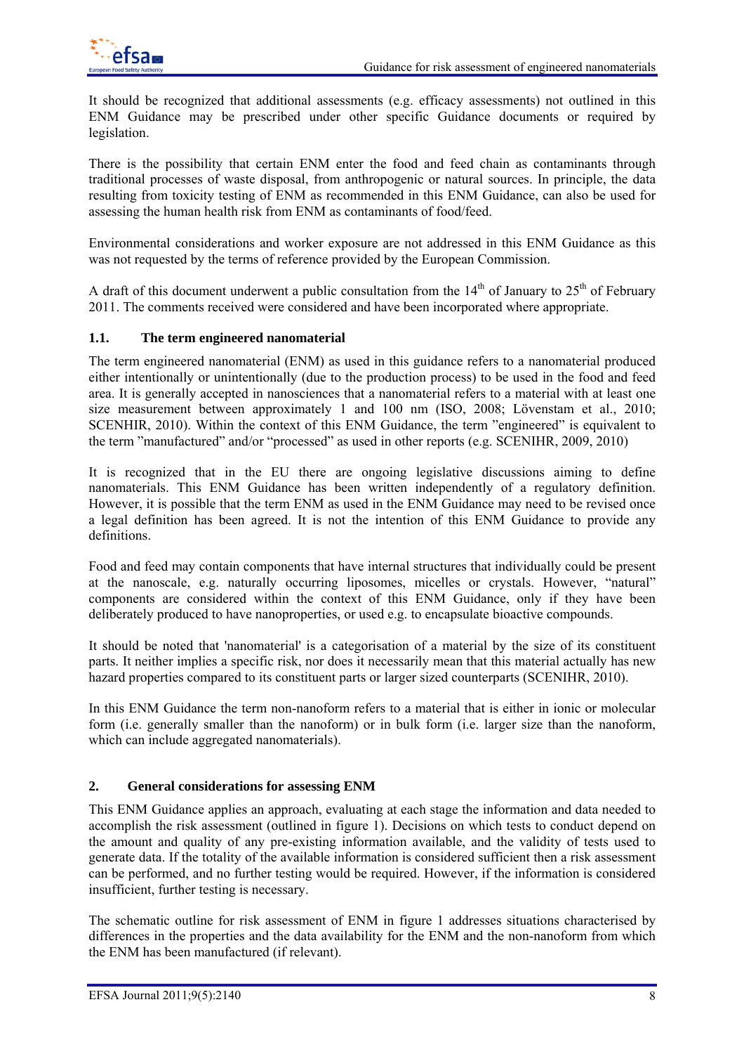It should be recognized that additional assessments (e.g. efficacy assessments) not outlined in this ENM Guidance may be prescribed under other specific Guidance documents or required by legislation.

There is the possibility that certain ENM enter the food and feed chain as contaminants through traditional processes of waste disposal, from anthropogenic or natural sources. In principle, the data resulting from toxicity testing of ENM as recommended in this ENM Guidance, can also be used for assessing the human health risk from ENM as contaminants of food/feed.

Environmental considerations and worker exposure are not addressed in this ENM Guidance as this was not requested by the terms of reference provided by the European Commission.

A draft of this document underwent a public consultation from the 14th of January to 25th of February 2011. The comments received were considered and have been incorporated where appropriate.

### 1.1. The term engineered nanomaterial

The term engineered nanomaterial (ENM) as used in this guidance refers to a nanomaterial produced either intentionally or unintentionally (due to the production process) to be used in the food and feed area. It is generally accepted in nanosciences that a nanomaterial refers to a material with at least one size measurement between approximately 1 and 100 nm (ISO, 2008; Lövenstam et al., 2010; SCENHIR, 2010). Within the context of this ENM Guidance, the term "engineered" is equivalent to the term "manufactured" and/or "processed" as used in other reports (e.g. SCENIHR, 2009, 2010)

It is recognized that in the EU there are ongoing legislative discussions aiming to define nanomaterials. This ENM Guidance has been written independently of a regulatory definition. However, it is possible that the term ENM as used in the ENM Guidance may need to be revised once a legal definition has been agreed. It is not the intention of this ENM Guidance to provide any definitions.

Food and feed may contain components that have internal structures that individually could be present at the nanoscale, e.g. naturally occurring liposomes, micelles or crystals. However, "natural" components are considered within the context of this ENM Guidance, only if they have been deliberately produced to have nanoproperties, or used e.g. to encapsulate bioactive compounds.

It should be noted that 'nanomaterial' is a categorisation of a material by the size of its constituent parts. It neither implies a specific risk, nor does it necessarily mean that this material actually has new hazard properties compared to its constituent parts or larger sized counterparts (SCENIHR, 2010).

In this ENM Guidance the term non-nanoform refers to a material that is either in ionic or molecular form (i.e. generally smaller than the nanoform) or in bulk form (i.e. larger size than the nanoform, which can include aggregated nanomaterials).

## 2. General considerations for assessing ENM

This ENM Guidance applies an approach, evaluating at each stage the information and data needed to accomplish the risk assessment (outlined in figure 1). Decisions on which tests to conduct depend on the amount and quality of any pre-existing information available, and the validity of tests used to generate data. If the totality of the available information is considered sufficient then a risk assessment can be performed, and no further testing would be required. However, if the information is considered insufficient, further testing is necessary.

The schematic outline for risk assessment of ENM in figure 1 addresses situations characterised by differences in the properties and the data availability for the ENM and the non-nanoform from which the ENM has been manufactured (if relevant).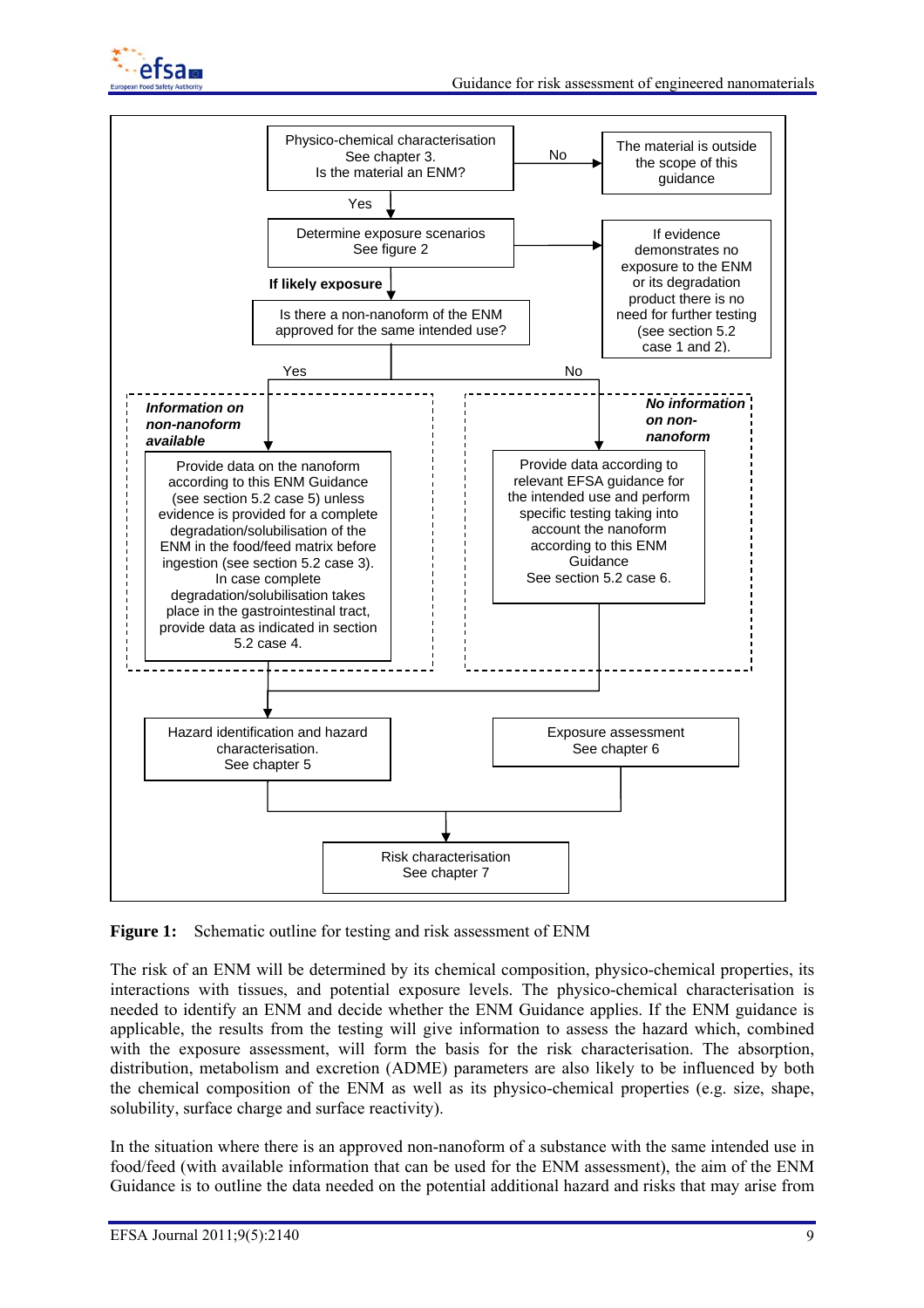Physico-chemical characterisation
See chapter 3.
Is the material an ENM?

No → The material is outside the scope of this guidance

Yes ↓

Determine exposure scenarios
See figure 2

→ If evidence demonstrates no exposure to the ENM or its degradation product there is no need for further testing (see section 5.2 case 1 and 2).

**If likely exposure** ↓

Is there a non-nanoform of the ENM approved for the same intended use?

Yes → ***Information on non-nanoform available***

Provide data on the nanoform according to this ENM Guidance (see section 5.2 case 5) unless evidence is provided for a complete degradation/solubilisation of the ENM in the food/feed matrix before ingestion (see section 5.2 case 3). In case complete degradation/solubilisation takes place in the gastrointestinal tract, provide data as indicated in section 5.2 case 4.

No → ***No information on non-nanoform***

Provide data according to relevant EFSA guidance for the intended use and perform specific testing taking into account the nanoform according to this ENM Guidance
See section 5.2 case 6.

↓

Hazard identification and hazard characterisation.
See chapter 5

Exposure assessment
See chapter 6

↓

Risk characterisation
See chapter 7

**Figure 1:** Schematic outline for testing and risk assessment of ENM

The risk of an ENM will be determined by its chemical composition, physico-chemical properties, its interactions with tissues, and potential exposure levels. The physico-chemical characterisation is needed to identify an ENM and decide whether the ENM Guidance applies. If the ENM guidance is applicable, the results from the testing will give information to assess the hazard which, combined with the exposure assessment, will form the basis for the risk characterisation. The absorption, distribution, metabolism and excretion (ADME) parameters are also likely to be influenced by both the chemical composition of the ENM as well as its physico-chemical properties (e.g. size, shape, solubility, surface charge and surface reactivity).

In the situation where there is an approved non-nanoform of a substance with the same intended use in food/feed (with available information that can be used for the ENM assessment), the aim of the ENM Guidance is to outline the data needed on the potential additional hazard and risks that may arise from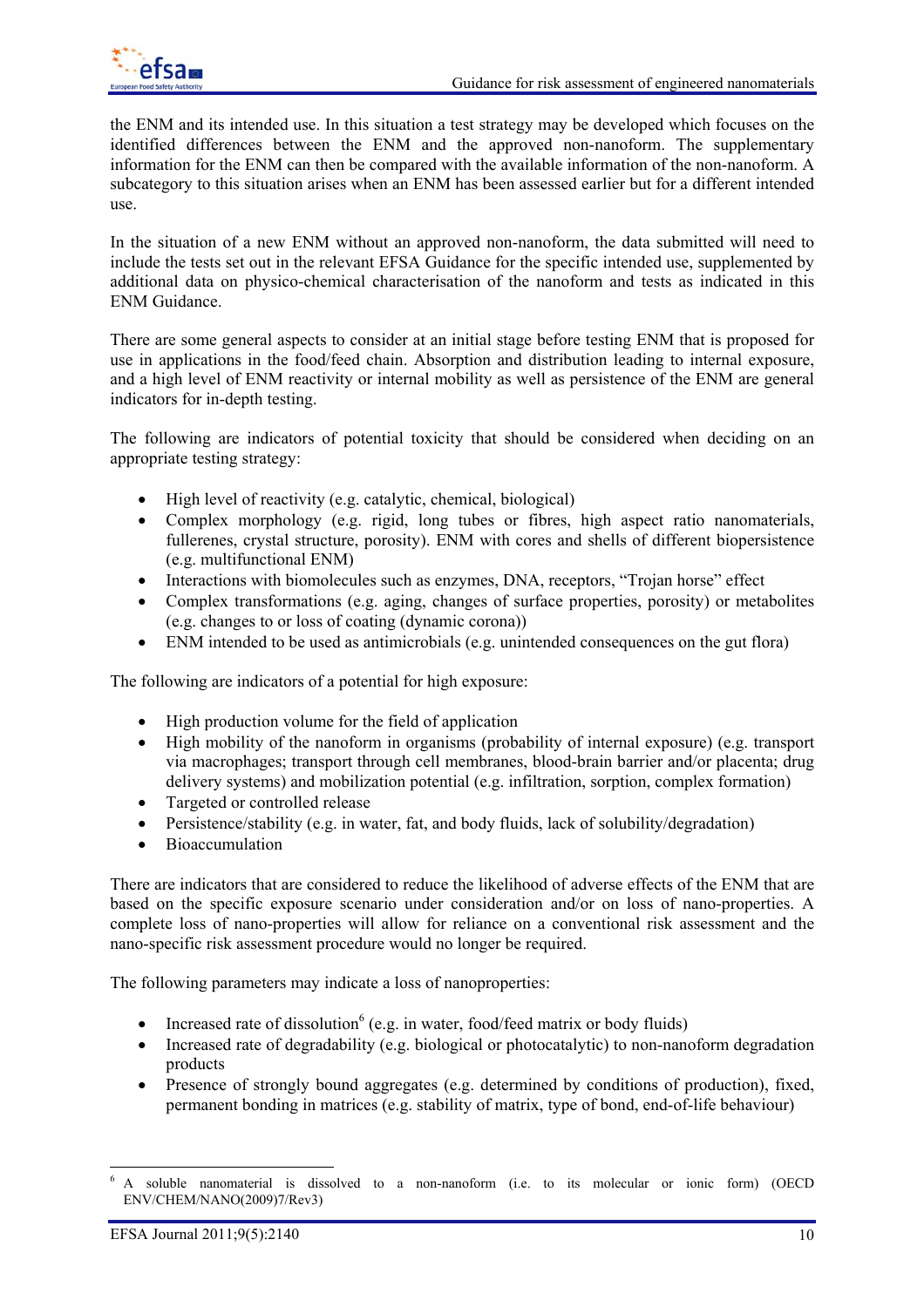the ENM and its intended use. In this situation a test strategy may be developed which focuses on the identified differences between the ENM and the approved non-nanoform. The supplementary information for the ENM can then be compared with the available information of the non-nanoform. A subcategory to this situation arises when an ENM has been assessed earlier but for a different intended use.

In the situation of a new ENM without an approved non-nanoform, the data submitted will need to include the tests set out in the relevant EFSA Guidance for the specific intended use, supplemented by additional data on physico-chemical characterisation of the nanoform and tests as indicated in this ENM Guidance.

There are some general aspects to consider at an initial stage before testing ENM that is proposed for use in applications in the food/feed chain. Absorption and distribution leading to internal exposure, and a high level of ENM reactivity or internal mobility as well as persistence of the ENM are general indicators for in-depth testing.

The following are indicators of potential toxicity that should be considered when deciding on an appropriate testing strategy:

- High level of reactivity (e.g. catalytic, chemical, biological)
- Complex morphology (e.g. rigid, long tubes or fibres, high aspect ratio nanomaterials, fullerenes, crystal structure, porosity). ENM with cores and shells of different biopersistence (e.g. multifunctional ENM)
- Interactions with biomolecules such as enzymes, DNA, receptors, "Trojan horse" effect
- Complex transformations (e.g. aging, changes of surface properties, porosity) or metabolites (e.g. changes to or loss of coating (dynamic corona))
- ENM intended to be used as antimicrobials (e.g. unintended consequences on the gut flora)

The following are indicators of a potential for high exposure:

- High production volume for the field of application
- High mobility of the nanoform in organisms (probability of internal exposure) (e.g. transport via macrophages; transport through cell membranes, blood-brain barrier and/or placenta; drug delivery systems) and mobilization potential (e.g. infiltration, sorption, complex formation)
- Targeted or controlled release
- Persistence/stability (e.g. in water, fat, and body fluids, lack of solubility/degradation)
- Bioaccumulation

There are indicators that are considered to reduce the likelihood of adverse effects of the ENM that are based on the specific exposure scenario under consideration and/or on loss of nano-properties. A complete loss of nano-properties will allow for reliance on a conventional risk assessment and the nano-specific risk assessment procedure would no longer be required.

The following parameters may indicate a loss of nanoproperties:

- Increased rate of dissolution[6] (e.g. in water, food/feed matrix or body fluids)
- Increased rate of degradability (e.g. biological or photocatalytic) to non-nanoform degradation products
- Presence of strongly bound aggregates (e.g. determined by conditions of production), fixed, permanent bonding in matrices (e.g. stability of matrix, type of bond, end-of-life behaviour)

[6] A soluble nanomaterial is dissolved to a non-nanoform (i.e. to its molecular or ionic form) (OECD ENV/CHEM/NANO(2009)7/Rev3)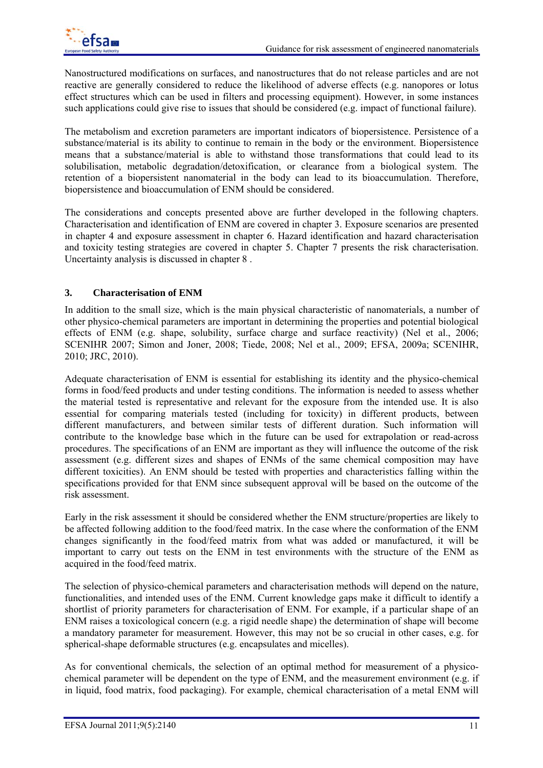Nanostructured modifications on surfaces, and nanostructures that do not release particles and are not reactive are generally considered to reduce the likelihood of adverse effects (e.g. nanopores or lotus effect structures which can be used in filters and processing equipment). However, in some instances such applications could give rise to issues that should be considered (e.g. impact of functional failure).

The metabolism and excretion parameters are important indicators of biopersistence. Persistence of a substance/material is its ability to continue to remain in the body or the environment. Biopersistence means that a substance/material is able to withstand those transformations that could lead to its solubilisation, metabolic degradation/detoxification, or clearance from a biological system. The retention of a biopersistent nanomaterial in the body can lead to its bioaccumulation. Therefore, biopersistence and bioaccumulation of ENM should be considered.

The considerations and concepts presented above are further developed in the following chapters. Characterisation and identification of ENM are covered in chapter 3. Exposure scenarios are presented in chapter 4 and exposure assessment in chapter 6. Hazard identification and hazard characterisation and toxicity testing strategies are covered in chapter 5. Chapter 7 presents the risk characterisation. Uncertainty analysis is discussed in chapter 8 .

## 3. Characterisation of ENM

In addition to the small size, which is the main physical characteristic of nanomaterials, a number of other physico-chemical parameters are important in determining the properties and potential biological effects of ENM (e.g. shape, solubility, surface charge and surface reactivity) (Nel et al., 2006; SCENIHR 2007; Simon and Joner, 2008; Tiede, 2008; Nel et al., 2009; EFSA, 2009a; SCENIHR, 2010; JRC, 2010).

Adequate characterisation of ENM is essential for establishing its identity and the physico-chemical forms in food/feed products and under testing conditions. The information is needed to assess whether the material tested is representative and relevant for the exposure from the intended use. It is also essential for comparing materials tested (including for toxicity) in different products, between different manufacturers, and between similar tests of different duration. Such information will contribute to the knowledge base which in the future can be used for extrapolation or read-across procedures. The specifications of an ENM are important as they will influence the outcome of the risk assessment (e.g. different sizes and shapes of ENMs of the same chemical composition may have different toxicities). An ENM should be tested with properties and characteristics falling within the specifications provided for that ENM since subsequent approval will be based on the outcome of the risk assessment.

Early in the risk assessment it should be considered whether the ENM structure/properties are likely to be affected following addition to the food/feed matrix. In the case where the conformation of the ENM changes significantly in the food/feed matrix from what was added or manufactured, it will be important to carry out tests on the ENM in test environments with the structure of the ENM as acquired in the food/feed matrix.

The selection of physico-chemical parameters and characterisation methods will depend on the nature, functionalities, and intended uses of the ENM. Current knowledge gaps make it difficult to identify a shortlist of priority parameters for characterisation of ENM. For example, if a particular shape of an ENM raises a toxicological concern (e.g. a rigid needle shape) the determination of shape will become a mandatory parameter for measurement. However, this may not be so crucial in other cases, e.g. for spherical-shape deformable structures (e.g. encapsulates and micelles).

As for conventional chemicals, the selection of an optimal method for measurement of a physico-chemical parameter will be dependent on the type of ENM, and the measurement environment (e.g. if in liquid, food matrix, food packaging). For example, chemical characterisation of a metal ENM will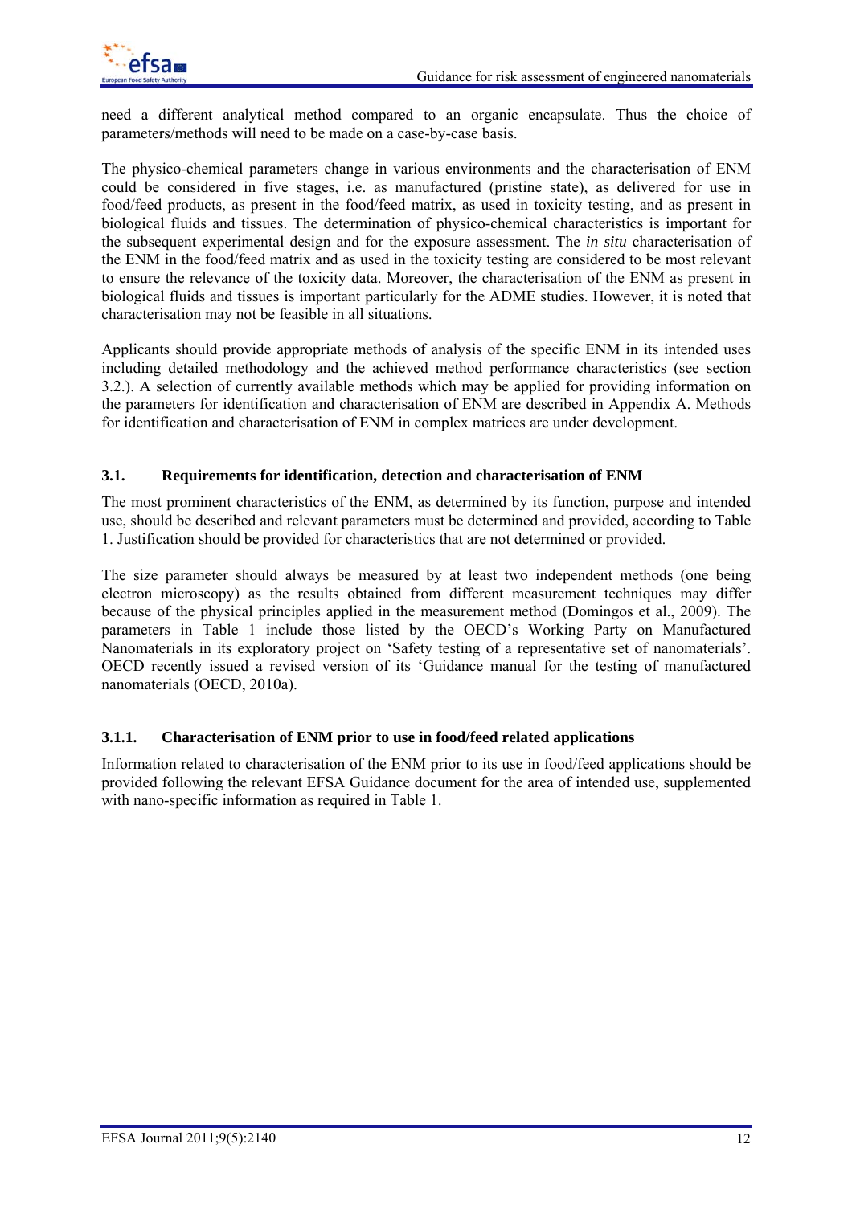need a different analytical method compared to an organic encapsulate. Thus the choice of parameters/methods will need to be made on a case-by-case basis.

The physico-chemical parameters change in various environments and the characterisation of ENM could be considered in five stages, i.e. as manufactured (pristine state), as delivered for use in food/feed products, as present in the food/feed matrix, as used in toxicity testing, and as present in biological fluids and tissues. The determination of physico-chemical characteristics is important for the subsequent experimental design and for the exposure assessment. The *in situ* characterisation of the ENM in the food/feed matrix and as used in the toxicity testing are considered to be most relevant to ensure the relevance of the toxicity data. Moreover, the characterisation of the ENM as present in biological fluids and tissues is important particularly for the ADME studies. However, it is noted that characterisation may not be feasible in all situations.

Applicants should provide appropriate methods of analysis of the specific ENM in its intended uses including detailed methodology and the achieved method performance characteristics (see section 3.2.). A selection of currently available methods which may be applied for providing information on the parameters for identification and characterisation of ENM are described in Appendix A. Methods for identification and characterisation of ENM in complex matrices are under development.

## 3.1. Requirements for identification, detection and characterisation of ENM

The most prominent characteristics of the ENM, as determined by its function, purpose and intended use, should be described and relevant parameters must be determined and provided, according to Table 1. Justification should be provided for characteristics that are not determined or provided.

The size parameter should always be measured by at least two independent methods (one being electron microscopy) as the results obtained from different measurement techniques may differ because of the physical principles applied in the measurement method (Domingos et al., 2009). The parameters in Table 1 include those listed by the OECD's Working Party on Manufactured Nanomaterials in its exploratory project on 'Safety testing of a representative set of nanomaterials'. OECD recently issued a revised version of its 'Guidance manual for the testing of manufactured nanomaterials (OECD, 2010a).

### 3.1.1. Characterisation of ENM prior to use in food/feed related applications

Information related to characterisation of the ENM prior to its use in food/feed applications should be provided following the relevant EFSA Guidance document for the area of intended use, supplemented with nano-specific information as required in Table 1.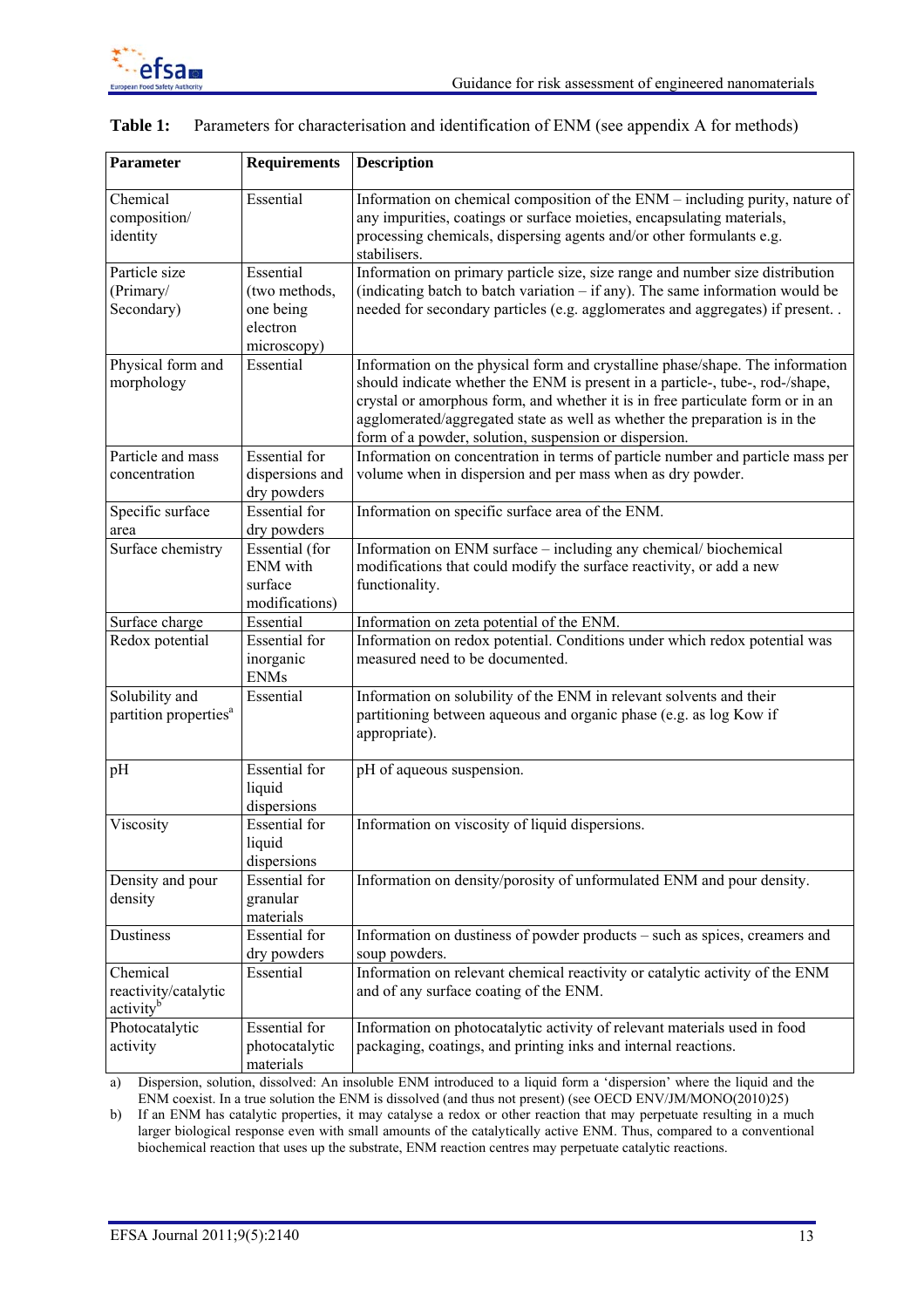**Table 1:** Parameters for characterisation and identification of ENM (see appendix A for methods)

| Parameter | Requirements | Description |
|---|---|---|
| Chemical composition/ identity | Essential | Information on chemical composition of the ENM – including purity, nature of any impurities, coatings or surface moieties, encapsulating materials, processing chemicals, dispersing agents and/or other formulants e.g. stabilisers. |
| Particle size (Primary/ Secondary) | Essential (two methods, one being electron microscopy) | Information on primary particle size, size range and number size distribution (indicating batch to batch variation – if any). The same information would be needed for secondary particles (e.g. agglomerates and aggregates) if present. . |
| Physical form and morphology | Essential | Information on the physical form and crystalline phase/shape. The information should indicate whether the ENM is present in a particle-, tube-, rod-/shape, crystal or amorphous form, and whether it is in free particulate form or in an agglomerated/aggregated state as well as whether the preparation is in the form of a powder, solution, suspension or dispersion. |
| Particle and mass concentration | Essential for dispersions and dry powders | Information on concentration in terms of particle number and particle mass per volume when in dispersion and per mass when as dry powder. |
| Specific surface area | Essential for dry powders | Information on specific surface area of the ENM. |
| Surface chemistry | Essential (for ENM with surface modifications) | Information on ENM surface – including any chemical/ biochemical modifications that could modify the surface reactivity, or add a new functionality. |
| Surface charge | Essential | Information on zeta potential of the ENM. |
| Redox potential | Essential for inorganic ENMs | Information on redox potential. Conditions under which redox potential was measured need to be documented. |
| Solubility and partition properties[a] | Essential | Information on solubility of the ENM in relevant solvents and their partitioning between aqueous and organic phase (e.g. as log Kow if appropriate). |
| pH | Essential for liquid dispersions | pH of aqueous suspension. |
| Viscosity | Essential for liquid dispersions | Information on viscosity of liquid dispersions. |
| Density and pour density | Essential for granular materials | Information on density/porosity of unformulated ENM and pour density. |
| Dustiness | Essential for dry powders | Information on dustiness of powder products – such as spices, creamers and soup powders. |
| Chemical reactivity/catalytic activity[b] | Essential | Information on relevant chemical reactivity or catalytic activity of the ENM and of any surface coating of the ENM. |
| Photocatalytic activity | Essential for photocatalytic materials | Information on photocatalytic activity of relevant materials used in food packaging, coatings, and printing inks and internal reactions. |

a) Dispersion, solution, dissolved: An insoluble ENM introduced to a liquid form a 'dispersion' where the liquid and the ENM coexist. In a true solution the ENM is dissolved (and thus not present) (see OECD ENV/JM/MONO(2010)25)

b) If an ENM has catalytic properties, it may catalyse a redox or other reaction that may perpetuate resulting in a much larger biological response even with small amounts of the catalytically active ENM. Thus, compared to a conventional biochemical reaction that uses up the substrate, ENM reaction centres may perpetuate catalytic reactions.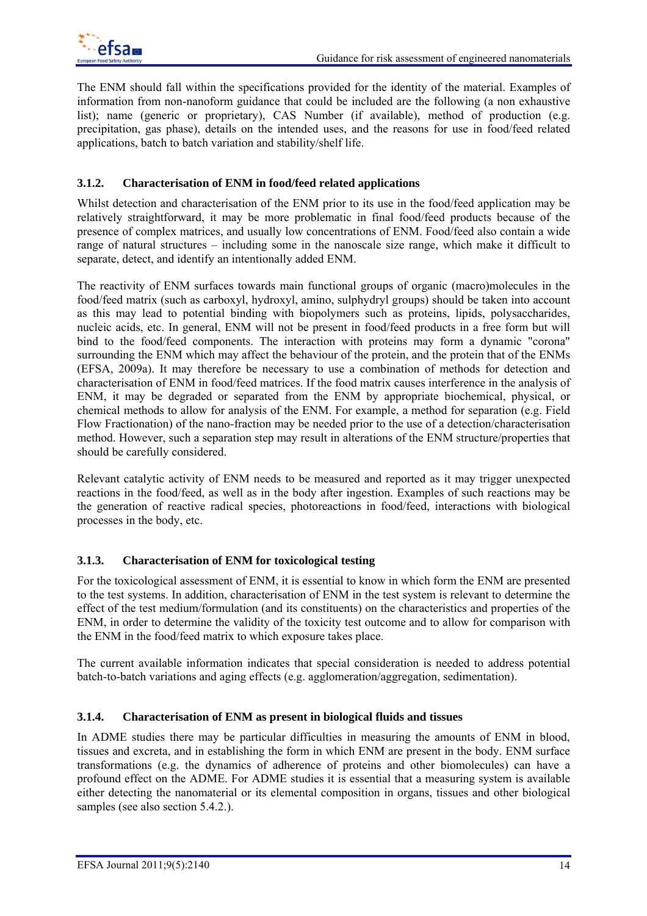The ENM should fall within the specifications provided for the identity of the material. Examples of information from non-nanoform guidance that could be included are the following (a non exhaustive list); name (generic or proprietary), CAS Number (if available), method of production (e.g. precipitation, gas phase), details on the intended uses, and the reasons for use in food/feed related applications, batch to batch variation and stability/shelf life.

### 3.1.2. Characterisation of ENM in food/feed related applications

Whilst detection and characterisation of the ENM prior to its use in the food/feed application may be relatively straightforward, it may be more problematic in final food/feed products because of the presence of complex matrices, and usually low concentrations of ENM. Food/feed also contain a wide range of natural structures – including some in the nanoscale size range, which make it difficult to separate, detect, and identify an intentionally added ENM.

The reactivity of ENM surfaces towards main functional groups of organic (macro)molecules in the food/feed matrix (such as carboxyl, hydroxyl, amino, sulphydryl groups) should be taken into account as this may lead to potential binding with biopolymers such as proteins, lipids, polysaccharides, nucleic acids, etc. In general, ENM will not be present in food/feed products in a free form but will bind to the food/feed components. The interaction with proteins may form a dynamic "corona" surrounding the ENM which may affect the behaviour of the protein, and the protein that of the ENMs (EFSA, 2009a). It may therefore be necessary to use a combination of methods for detection and characterisation of ENM in food/feed matrices. If the food matrix causes interference in the analysis of ENM, it may be degraded or separated from the ENM by appropriate biochemical, physical, or chemical methods to allow for analysis of the ENM. For example, a method for separation (e.g. Field Flow Fractionation) of the nano-fraction may be needed prior to the use of a detection/characterisation method. However, such a separation step may result in alterations of the ENM structure/properties that should be carefully considered.

Relevant catalytic activity of ENM needs to be measured and reported as it may trigger unexpected reactions in the food/feed, as well as in the body after ingestion. Examples of such reactions may be the generation of reactive radical species, photoreactions in food/feed, interactions with biological processes in the body, etc.

### 3.1.3. Characterisation of ENM for toxicological testing

For the toxicological assessment of ENM, it is essential to know in which form the ENM are presented to the test systems. In addition, characterisation of ENM in the test system is relevant to determine the effect of the test medium/formulation (and its constituents) on the characteristics and properties of the ENM, in order to determine the validity of the toxicity test outcome and to allow for comparison with the ENM in the food/feed matrix to which exposure takes place.

The current available information indicates that special consideration is needed to address potential batch-to-batch variations and aging effects (e.g. agglomeration/aggregation, sedimentation).

### 3.1.4. Characterisation of ENM as present in biological fluids and tissues

In ADME studies there may be particular difficulties in measuring the amounts of ENM in blood, tissues and excreta, and in establishing the form in which ENM are present in the body. ENM surface transformations (e.g. the dynamics of adherence of proteins and other biomolecules) can have a profound effect on the ADME. For ADME studies it is essential that a measuring system is available either detecting the nanomaterial or its elemental composition in organs, tissues and other biological samples (see also section 5.4.2.).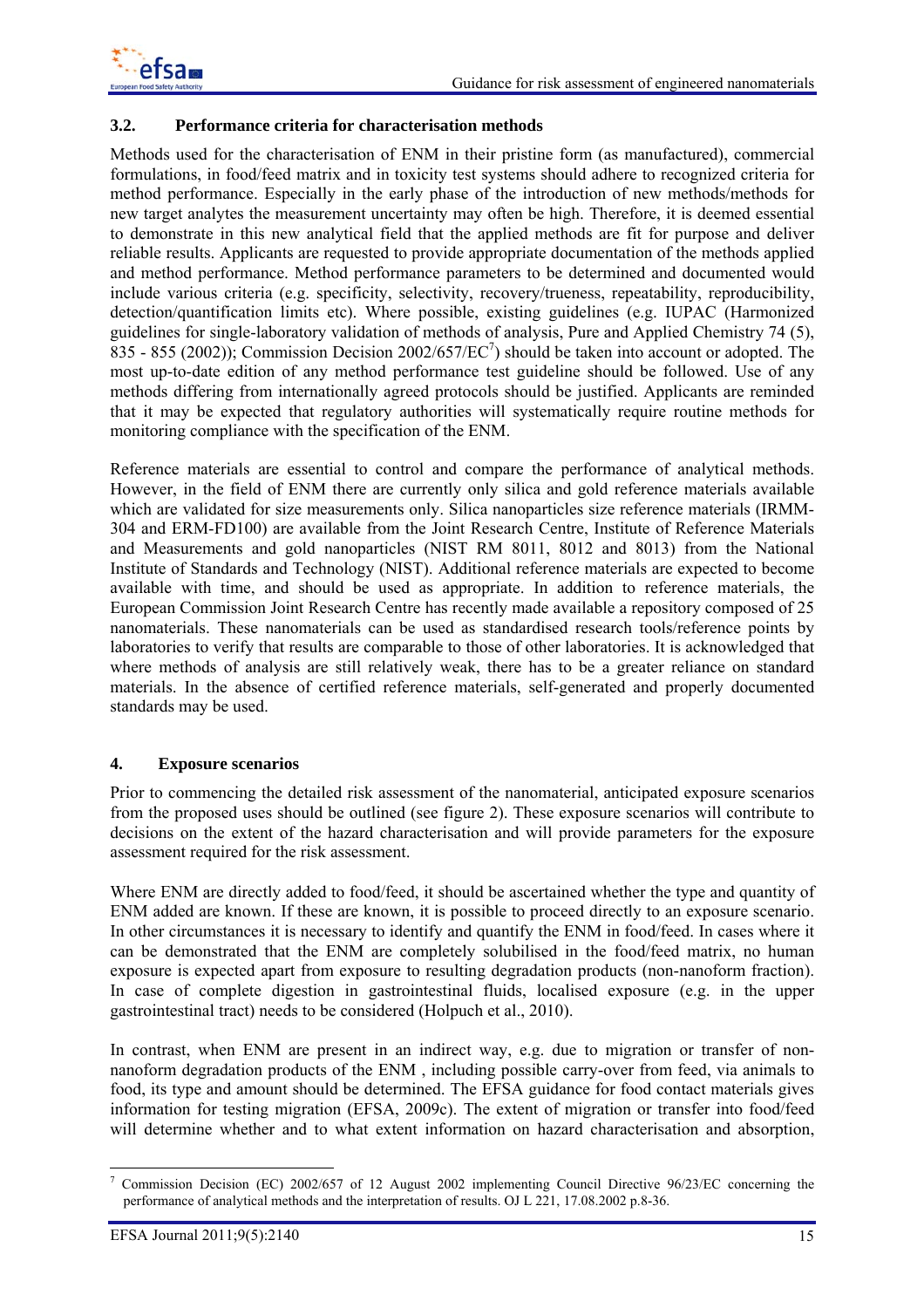### 3.2. Performance criteria for characterisation methods

Methods used for the characterisation of ENM in their pristine form (as manufactured), commercial formulations, in food/feed matrix and in toxicity test systems should adhere to recognized criteria for method performance. Especially in the early phase of the introduction of new methods/methods for new target analytes the measurement uncertainty may often be high. Therefore, it is deemed essential to demonstrate in this new analytical field that the applied methods are fit for purpose and deliver reliable results. Applicants are requested to provide appropriate documentation of the methods applied and method performance. Method performance parameters to be determined and documented would include various criteria (e.g. specificity, selectivity, recovery/trueness, repeatability, reproducibility, detection/quantification limits etc). Where possible, existing guidelines (e.g. IUPAC (Harmonized guidelines for single-laboratory validation of methods of analysis, Pure and Applied Chemistry 74 (5), 835 - 855 (2002)); Commission Decision 2002/657/EC[7]) should be taken into account or adopted. The most up-to-date edition of any method performance test guideline should be followed. Use of any methods differing from internationally agreed protocols should be justified. Applicants are reminded that it may be expected that regulatory authorities will systematically require routine methods for monitoring compliance with the specification of the ENM.

Reference materials are essential to control and compare the performance of analytical methods. However, in the field of ENM there are currently only silica and gold reference materials available which are validated for size measurements only. Silica nanoparticles size reference materials (IRMM-304 and ERM-FD100) are available from the Joint Research Centre, Institute of Reference Materials and Measurements and gold nanoparticles (NIST RM 8011, 8012 and 8013) from the National Institute of Standards and Technology (NIST). Additional reference materials are expected to become available with time, and should be used as appropriate. In addition to reference materials, the European Commission Joint Research Centre has recently made available a repository composed of 25 nanomaterials. These nanomaterials can be used as standardised research tools/reference points by laboratories to verify that results are comparable to those of other laboratories. It is acknowledged that where methods of analysis are still relatively weak, there has to be a greater reliance on standard materials. In the absence of certified reference materials, self-generated and properly documented standards may be used.

## 4. Exposure scenarios

Prior to commencing the detailed risk assessment of the nanomaterial, anticipated exposure scenarios from the proposed uses should be outlined (see figure 2). These exposure scenarios will contribute to decisions on the extent of the hazard characterisation and will provide parameters for the exposure assessment required for the risk assessment.

Where ENM are directly added to food/feed, it should be ascertained whether the type and quantity of ENM added are known. If these are known, it is possible to proceed directly to an exposure scenario. In other circumstances it is necessary to identify and quantify the ENM in food/feed. In cases where it can be demonstrated that the ENM are completely solubilised in the food/feed matrix, no human exposure is expected apart from exposure to resulting degradation products (non-nanoform fraction). In case of complete digestion in gastrointestinal fluids, localised exposure (e.g. in the upper gastrointestinal tract) needs to be considered (Holpuch et al., 2010).

In contrast, when ENM are present in an indirect way, e.g. due to migration or transfer of non-nanoform degradation products of the ENM , including possible carry-over from feed, via animals to food, its type and amount should be determined. The EFSA guidance for food contact materials gives information for testing migration (EFSA, 2009c). The extent of migration or transfer into food/feed will determine whether and to what extent information on hazard characterisation and absorption,

---

[7] Commission Decision (EC) 2002/657 of 12 August 2002 implementing Council Directive 96/23/EC concerning the performance of analytical methods and the interpretation of results. OJ L 221, 17.08.2002 p.8-36.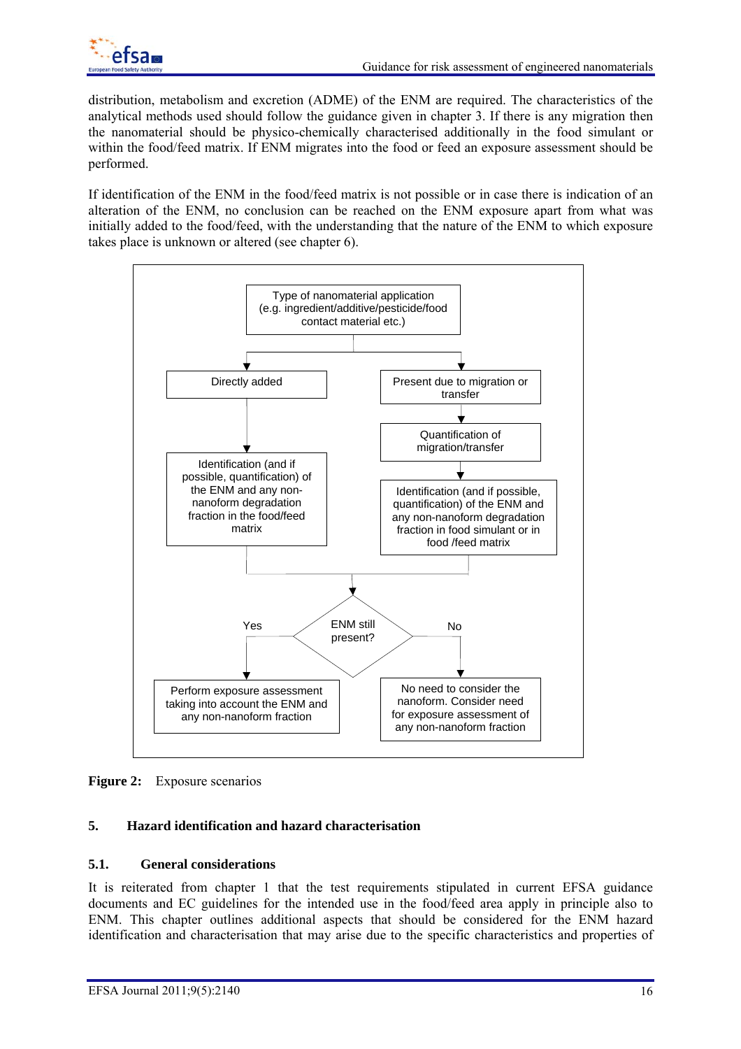distribution, metabolism and excretion (ADME) of the ENM are required. The characteristics of the analytical methods used should follow the guidance given in chapter 3. If there is any migration then the nanomaterial should be physico-chemically characterised additionally in the food simulant or within the food/feed matrix. If ENM migrates into the food or feed an exposure assessment should be performed.

If identification of the ENM in the food/feed matrix is not possible or in case there is indication of an alteration of the ENM, no conclusion can be reached on the ENM exposure apart from what was initially added to the food/feed, with the understanding that the nature of the ENM to which exposure takes place is unknown or altered (see chapter 6).

Type of nanomaterial application (e.g. ingredient/additive/pesticide/food contact material etc.)

- Directly added
  - Identification (and if possible, quantification) of the ENM and any non-nanoform degradation fraction in the food/feed matrix
- Present due to migration or transfer
  - Quantification of migration/transfer
  - Identification (and if possible, quantification) of the ENM and any non-nanoform degradation fraction in food simulant or in food /feed matrix

ENM still present?

- Yes: Perform exposure assessment taking into account the ENM and any non-nanoform fraction
- No: No need to consider the nanoform. Consider need for exposure assessment of any non-nanoform fraction

**Figure 2:** Exposure scenarios

## 5. Hazard identification and hazard characterisation

### 5.1. General considerations

It is reiterated from chapter 1 that the test requirements stipulated in current EFSA guidance documents and EC guidelines for the intended use in the food/feed area apply in principle also to ENM. This chapter outlines additional aspects that should be considered for the ENM hazard identification and characterisation that may arise due to the specific characteristics and properties of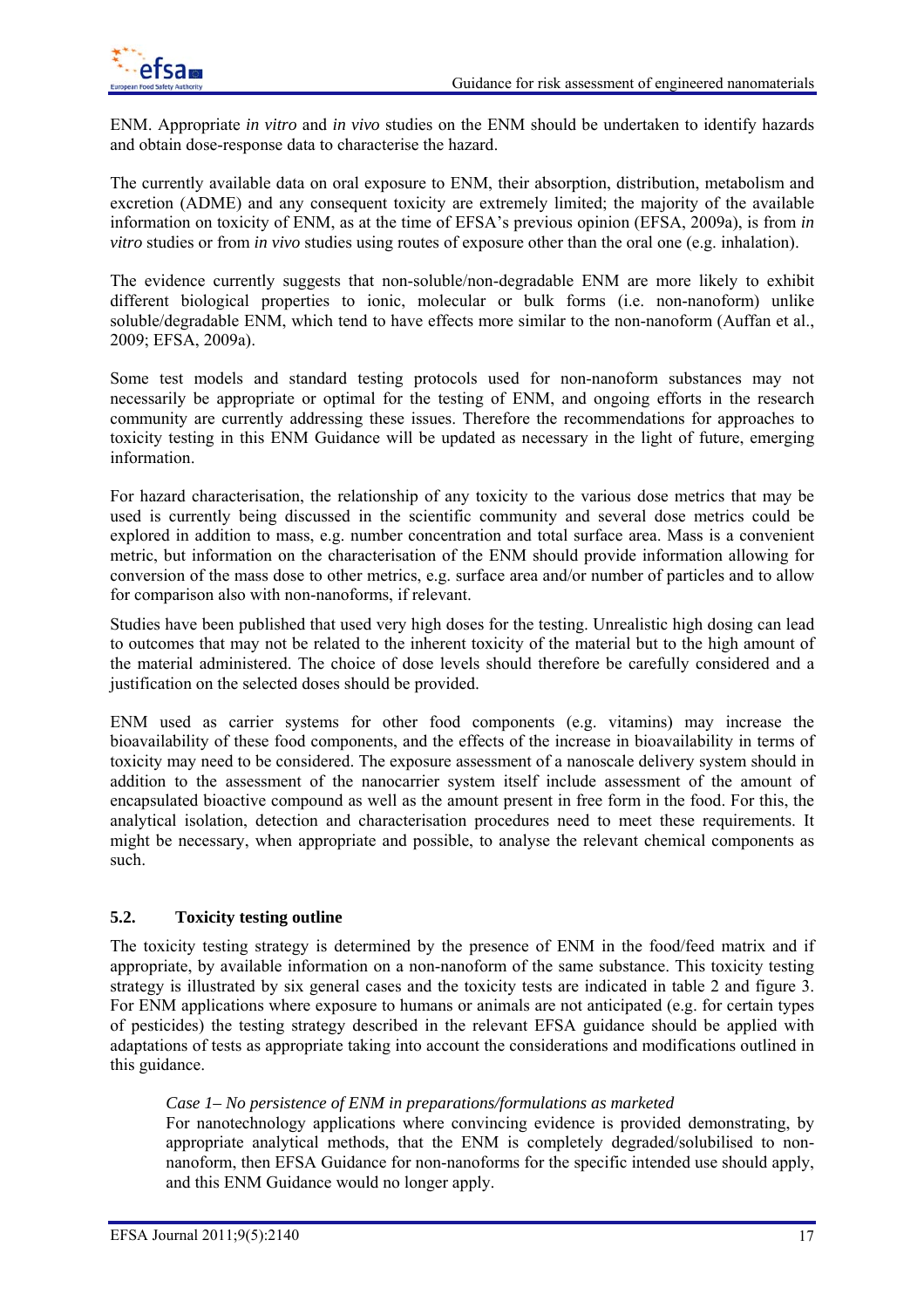ENM. Appropriate *in vitro* and *in vivo* studies on the ENM should be undertaken to identify hazards and obtain dose-response data to characterise the hazard.

The currently available data on oral exposure to ENM, their absorption, distribution, metabolism and excretion (ADME) and any consequent toxicity are extremely limited; the majority of the available information on toxicity of ENM, as at the time of EFSA's previous opinion (EFSA, 2009a), is from *in vitro* studies or from *in vivo* studies using routes of exposure other than the oral one (e.g. inhalation).

The evidence currently suggests that non-soluble/non-degradable ENM are more likely to exhibit different biological properties to ionic, molecular or bulk forms (i.e. non-nanoform) unlike soluble/degradable ENM, which tend to have effects more similar to the non-nanoform (Auffan et al., 2009; EFSA, 2009a).

Some test models and standard testing protocols used for non-nanoform substances may not necessarily be appropriate or optimal for the testing of ENM, and ongoing efforts in the research community are currently addressing these issues. Therefore the recommendations for approaches to toxicity testing in this ENM Guidance will be updated as necessary in the light of future, emerging information.

For hazard characterisation, the relationship of any toxicity to the various dose metrics that may be used is currently being discussed in the scientific community and several dose metrics could be explored in addition to mass, e.g. number concentration and total surface area. Mass is a convenient metric, but information on the characterisation of the ENM should provide information allowing for conversion of the mass dose to other metrics, e.g. surface area and/or number of particles and to allow for comparison also with non-nanoforms, if relevant.

Studies have been published that used very high doses for the testing. Unrealistic high dosing can lead to outcomes that may not be related to the inherent toxicity of the material but to the high amount of the material administered. The choice of dose levels should therefore be carefully considered and a justification on the selected doses should be provided.

ENM used as carrier systems for other food components (e.g. vitamins) may increase the bioavailability of these food components, and the effects of the increase in bioavailability in terms of toxicity may need to be considered. The exposure assessment of a nanoscale delivery system should in addition to the assessment of the nanocarrier system itself include assessment of the amount of encapsulated bioactive compound as well as the amount present in free form in the food. For this, the analytical isolation, detection and characterisation procedures need to meet these requirements. It might be necessary, when appropriate and possible, to analyse the relevant chemical components as such.

## 5.2. Toxicity testing outline

The toxicity testing strategy is determined by the presence of ENM in the food/feed matrix and if appropriate, by available information on a non-nanoform of the same substance. This toxicity testing strategy is illustrated by six general cases and the toxicity tests are indicated in table 2 and figure 3. For ENM applications where exposure to humans or animals are not anticipated (e.g. for certain types of pesticides) the testing strategy described in the relevant EFSA guidance should be applied with adaptations of tests as appropriate taking into account the considerations and modifications outlined in this guidance.

*Case 1– No persistence of ENM in preparations/formulations as marketed*

For nanotechnology applications where convincing evidence is provided demonstrating, by appropriate analytical methods, that the ENM is completely degraded/solubilised to non-nanoform, then EFSA Guidance for non-nanoforms for the specific intended use should apply, and this ENM Guidance would no longer apply.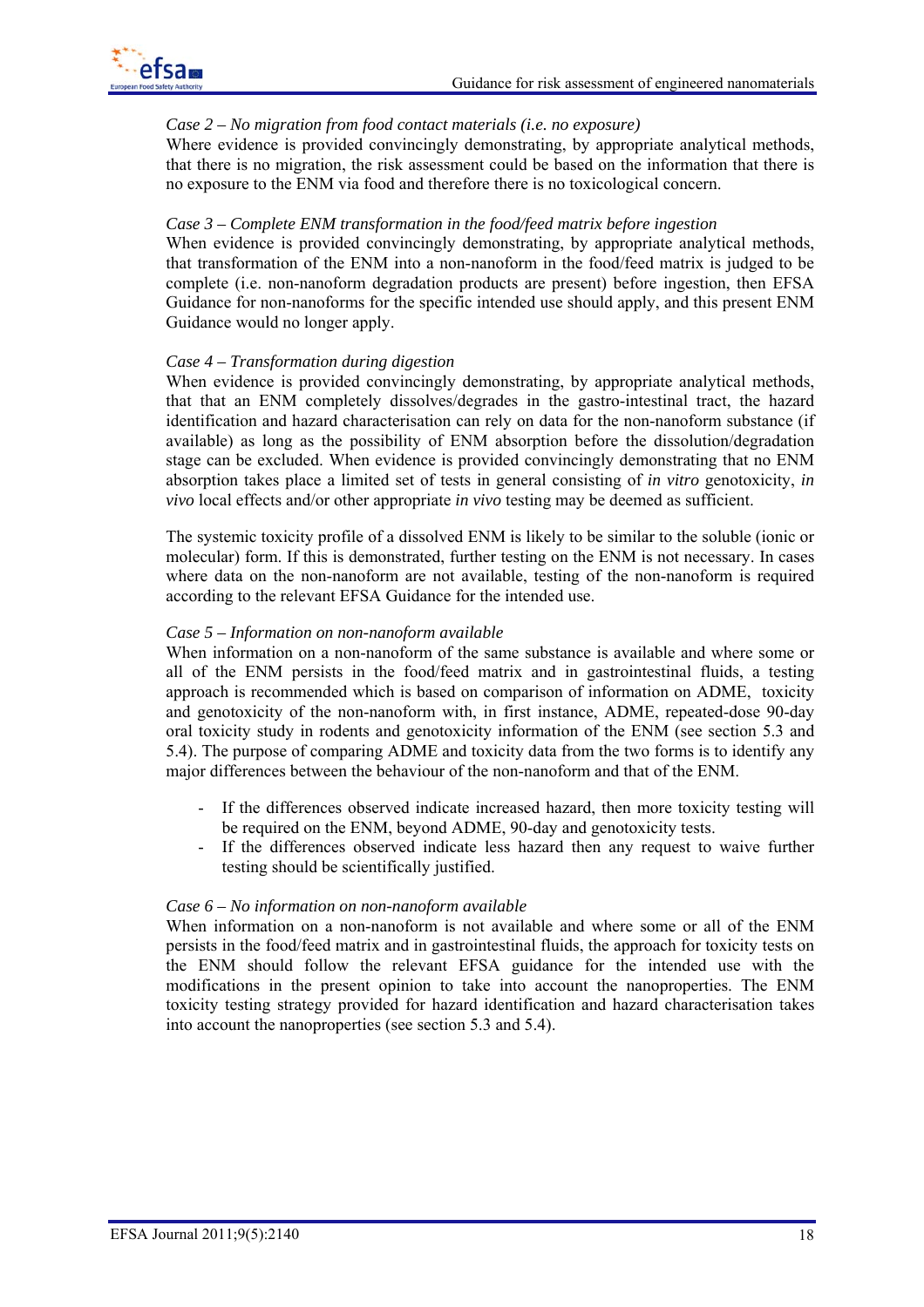*Case 2 – No migration from food contact materials (i.e. no exposure)*
Where evidence is provided convincingly demonstrating, by appropriate analytical methods, that there is no migration, the risk assessment could be based on the information that there is no exposure to the ENM via food and therefore there is no toxicological concern.

*Case 3 – Complete ENM transformation in the food/feed matrix before ingestion*
When evidence is provided convincingly demonstrating, by appropriate analytical methods, that transformation of the ENM into a non-nanoform in the food/feed matrix is judged to be complete (i.e. non-nanoform degradation products are present) before ingestion, then EFSA Guidance for non-nanoforms for the specific intended use should apply, and this present ENM Guidance would no longer apply.

*Case 4 – Transformation during digestion*
When evidence is provided convincingly demonstrating, by appropriate analytical methods, that that an ENM completely dissolves/degrades in the gastro-intestinal tract, the hazard identification and hazard characterisation can rely on data for the non-nanoform substance (if available) as long as the possibility of ENM absorption before the dissolution/degradation stage can be excluded. When evidence is provided convincingly demonstrating that no ENM absorption takes place a limited set of tests in general consisting of *in vitro* genotoxicity, *in vivo* local effects and/or other appropriate *in vivo* testing may be deemed as sufficient.

The systemic toxicity profile of a dissolved ENM is likely to be similar to the soluble (ionic or molecular) form. If this is demonstrated, further testing on the ENM is not necessary. In cases where data on the non-nanoform are not available, testing of the non-nanoform is required according to the relevant EFSA Guidance for the intended use.

*Case 5 – Information on non-nanoform available*
When information on a non-nanoform of the same substance is available and where some or all of the ENM persists in the food/feed matrix and in gastrointestinal fluids, a testing approach is recommended which is based on comparison of information on ADME, toxicity and genotoxicity of the non-nanoform with, in first instance, ADME, repeated-dose 90-day oral toxicity study in rodents and genotoxicity information of the ENM (see section 5.3 and 5.4). The purpose of comparing ADME and toxicity data from the two forms is to identify any major differences between the behaviour of the non-nanoform and that of the ENM.

- If the differences observed indicate increased hazard, then more toxicity testing will be required on the ENM, beyond ADME, 90-day and genotoxicity tests.
- If the differences observed indicate less hazard then any request to waive further testing should be scientifically justified.

*Case 6 – No information on non-nanoform available*
When information on a non-nanoform is not available and where some or all of the ENM persists in the food/feed matrix and in gastrointestinal fluids, the approach for toxicity tests on the ENM should follow the relevant EFSA guidance for the intended use with the modifications in the present opinion to take into account the nanoproperties. The ENM toxicity testing strategy provided for hazard identification and hazard characterisation takes into account the nanoproperties (see section 5.3 and 5.4).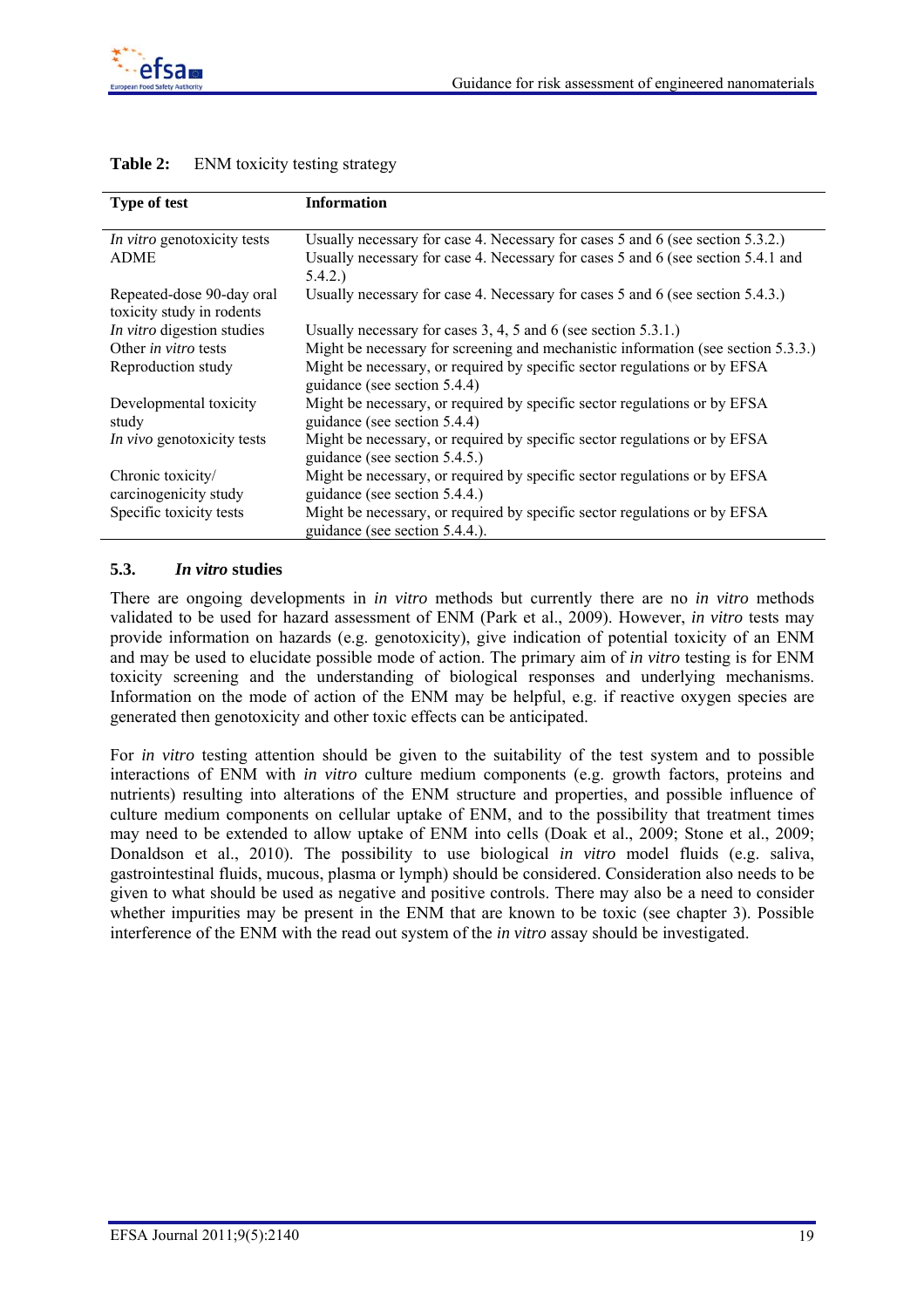**Table 2:** ENM toxicity testing strategy

| Type of test | Information |
|---|---|
| *In vitro* genotoxicity tests | Usually necessary for case 4. Necessary for cases 5 and 6 (see section 5.3.2.) |
| ADME | Usually necessary for case 4. Necessary for cases 5 and 6 (see section 5.4.1 and 5.4.2.) |
| Repeated-dose 90-day oral toxicity study in rodents | Usually necessary for case 4. Necessary for cases 5 and 6 (see section 5.4.3.) |
| *In vitro* digestion studies | Usually necessary for cases 3, 4, 5 and 6 (see section 5.3.1.) |
| Other *in vitro* tests | Might be necessary for screening and mechanistic information (see section 5.3.3.) |
| Reproduction study | Might be necessary, or required by specific sector regulations or by EFSA guidance (see section 5.4.4) |
| Developmental toxicity study | Might be necessary, or required by specific sector regulations or by EFSA guidance (see section 5.4.4) |
| *In vivo* genotoxicity tests | Might be necessary, or required by specific sector regulations or by EFSA guidance (see section 5.4.5.) |
| Chronic toxicity/ carcinogenicity study | Might be necessary, or required by specific sector regulations or by EFSA guidance (see section 5.4.4.) |
| Specific toxicity tests | Might be necessary, or required by specific sector regulations or by EFSA guidance (see section 5.4.4.). |

## 5.3. *In vitro* studies

There are ongoing developments in *in vitro* methods but currently there are no *in vitro* methods validated to be used for hazard assessment of ENM (Park et al., 2009). However, *in vitro* tests may provide information on hazards (e.g. genotoxicity), give indication of potential toxicity of an ENM and may be used to elucidate possible mode of action. The primary aim of *in vitro* testing is for ENM toxicity screening and the understanding of biological responses and underlying mechanisms. Information on the mode of action of the ENM may be helpful, e.g. if reactive oxygen species are generated then genotoxicity and other toxic effects can be anticipated.

For *in vitro* testing attention should be given to the suitability of the test system and to possible interactions of ENM with *in vitro* culture medium components (e.g. growth factors, proteins and nutrients) resulting into alterations of the ENM structure and properties, and possible influence of culture medium components on cellular uptake of ENM, and to the possibility that treatment times may need to be extended to allow uptake of ENM into cells (Doak et al., 2009; Stone et al., 2009; Donaldson et al., 2010). The possibility to use biological *in vitro* model fluids (e.g. saliva, gastrointestinal fluids, mucous, plasma or lymph) should be considered. Consideration also needs to be given to what should be used as negative and positive controls. There may also be a need to consider whether impurities may be present in the ENM that are known to be toxic (see chapter 3). Possible interference of the ENM with the read out system of the *in vitro* assay should be investigated.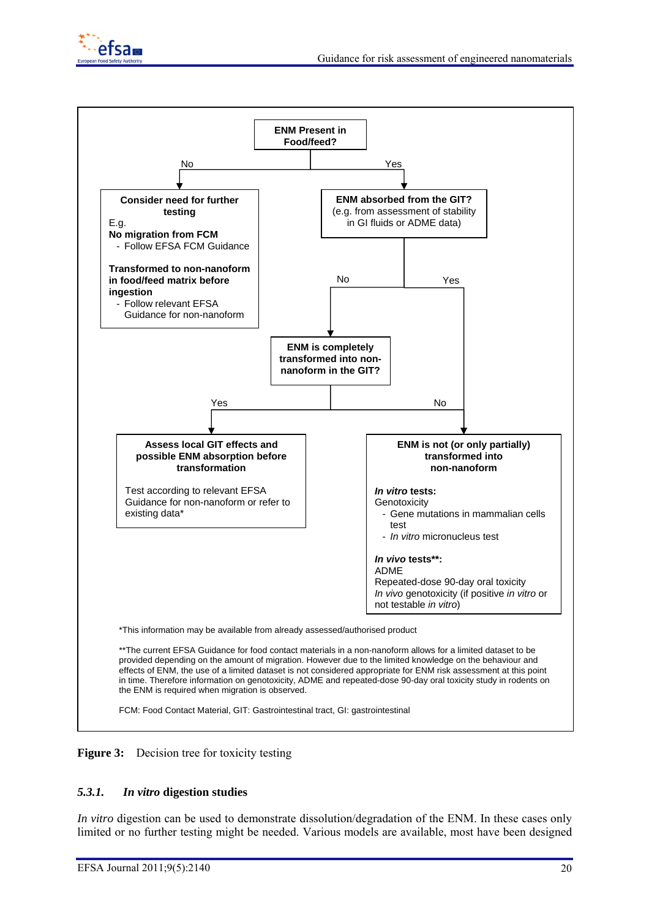**ENM Present in Food/feed?**

- **No** → **Consider need for further testing**
  E.g.
  **No migration from FCM**
  - Follow EFSA FCM Guidance

  **Transformed to non-nanoform in food/feed matrix before ingestion**
  - Follow relevant EFSA Guidance for non-nanoform

- **Yes** → **ENM absorbed from the GIT?** (e.g. from assessment of stability in GI fluids or ADME data)
  - **No** → **ENM is completely transformed into non-nanoform in the GIT?**
    - **Yes** → **Assess local GIT effects and possible ENM absorption before transformation**

      Test according to relevant EFSA Guidance for non-nanoform or refer to existing data*
    - **No** → **ENM is not (or only partially) transformed into non-nanoform** (see below)
  - **Yes** → **ENM is not (or only partially) transformed into non-nanoform**

    ***In vitro* tests:**
    Genotoxicity
    - Gene mutations in mammalian cells test
    - *In vitro* micronucleus test

    ***In vivo* tests\*\*:**
    ADME
    Repeated-dose 90-day oral toxicity
    *In vivo* genotoxicity (if positive *in vitro* or not testable *in vitro*)

*This information may be available from already assessed/authorised product

**The current EFSA Guidance for food contact materials in a non-nanoform allows for a limited dataset to be provided depending on the amount of migration. However due to the limited knowledge on the behaviour and effects of ENM, the use of a limited dataset is not considered appropriate for ENM risk assessment at this point in time. Therefore information on genotoxicity, ADME and repeated-dose 90-day oral toxicity study in rodents on the ENM is required when migration is observed.

FCM: Food Contact Material, GIT: Gastrointestinal tract, GI: gastrointestinal

**Figure 3:** Decision tree for toxicity testing

### 5.3.1. *In vitro* digestion studies

*In vitro* digestion can be used to demonstrate dissolution/degradation of the ENM. In these cases only limited or no further testing might be needed. Various models are available, most have been designed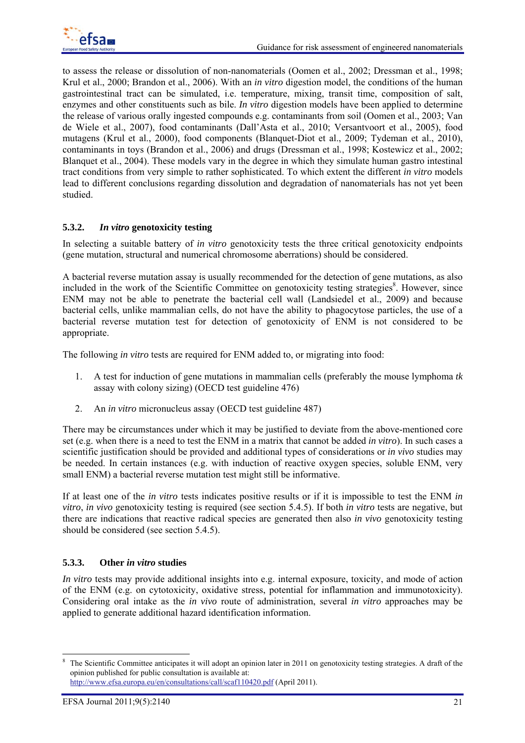to assess the release or dissolution of non-nanomaterials (Oomen et al., 2002; Dressman et al., 1998; Krul et al., 2000; Brandon et al., 2006). With an *in vitro* digestion model, the conditions of the human gastrointestinal tract can be simulated, i.e. temperature, mixing, transit time, composition of salt, enzymes and other constituents such as bile. *In vitro* digestion models have been applied to determine the release of various orally ingested compounds e.g. contaminants from soil (Oomen et al., 2003; Van de Wiele et al., 2007), food contaminants (Dall'Asta et al., 2010; Versantvoort et al., 2005), food mutagens (Krul et al., 2000), food components (Blanquet-Diot et al., 2009; Tydeman et al., 2010), contaminants in toys (Brandon et al., 2006) and drugs (Dressman et al., 1998; Kostewicz et al., 2002; Blanquet et al., 2004). These models vary in the degree in which they simulate human gastro intestinal tract conditions from very simple to rather sophisticated. To which extent the different *in vitro* models lead to different conclusions regarding dissolution and degradation of nanomaterials has not yet been studied.

### 5.3.2. *In vitro* genotoxicity testing

In selecting a suitable battery of *in vitro* genotoxicity tests the three critical genotoxicity endpoints (gene mutation, structural and numerical chromosome aberrations) should be considered.

A bacterial reverse mutation assay is usually recommended for the detection of gene mutations, as also included in the work of the Scientific Committee on genotoxicity testing strategies[8]. However, since ENM may not be able to penetrate the bacterial cell wall (Landsiedel et al., 2009) and because bacterial cells, unlike mammalian cells, do not have the ability to phagocytose particles, the use of a bacterial reverse mutation test for detection of genotoxicity of ENM is not considered to be appropriate.

The following *in vitro* tests are required for ENM added to, or migrating into food:

1. A test for induction of gene mutations in mammalian cells (preferably the mouse lymphoma *tk* assay with colony sizing) (OECD test guideline 476)
2. An *in vitro* micronucleus assay (OECD test guideline 487)

There may be circumstances under which it may be justified to deviate from the above-mentioned core set (e.g. when there is a need to test the ENM in a matrix that cannot be added *in vitro*). In such cases a scientific justification should be provided and additional types of considerations or *in vivo* studies may be needed. In certain instances (e.g. with induction of reactive oxygen species, soluble ENM, very small ENM) a bacterial reverse mutation test might still be informative.

If at least one of the *in vitro* tests indicates positive results or if it is impossible to test the ENM *in vitro*, *in vivo* genotoxicity testing is required (see section 5.4.5). If both *in vitro* tests are negative, but there are indications that reactive radical species are generated then also *in vivo* genotoxicity testing should be considered (see section 5.4.5).

### 5.3.3. Other *in vitro* studies

*In vitro* tests may provide additional insights into e.g. internal exposure, toxicity, and mode of action of the ENM (e.g. on cytotoxicity, oxidative stress, potential for inflammation and immunotoxicity). Considering oral intake as the *in vivo* route of administration, several *in vitro* approaches may be applied to generate additional hazard identification information.

---

[8] The Scientific Committee anticipates it will adopt an opinion later in 2011 on genotoxicity testing strategies. A draft of the opinion published for public consultation is available at: http://www.efsa.europa.eu/en/consultations/call/scaf110420.pdf (April 2011).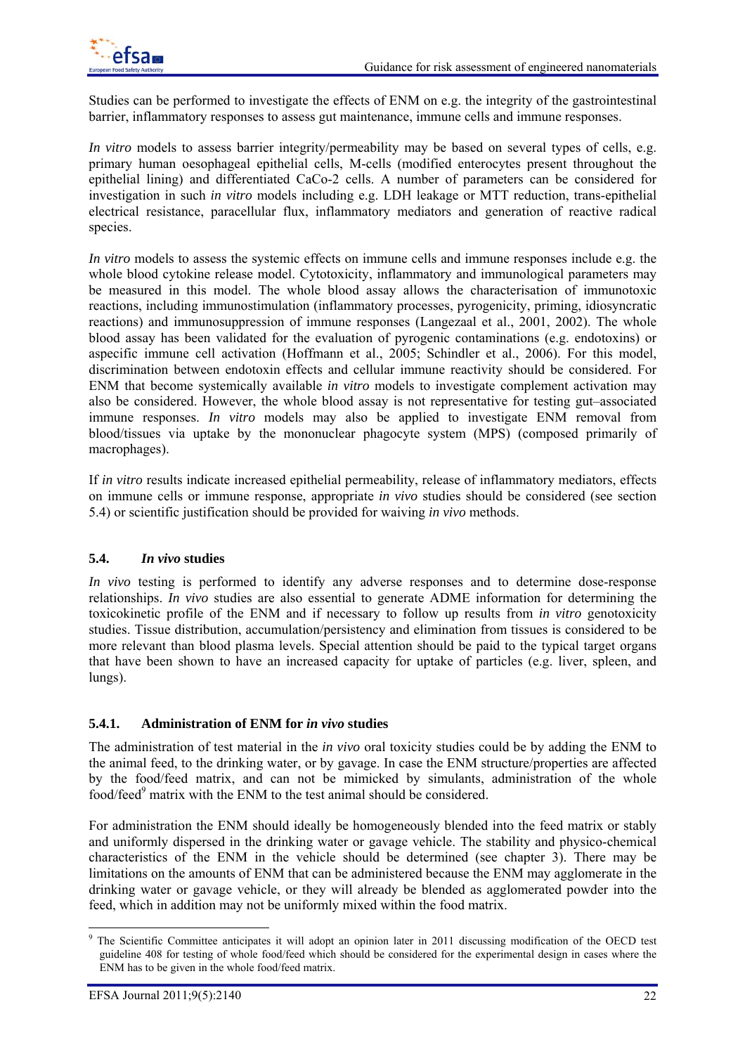Studies can be performed to investigate the effects of ENM on e.g. the integrity of the gastrointestinal barrier, inflammatory responses to assess gut maintenance, immune cells and immune responses.

*In vitro* models to assess barrier integrity/permeability may be based on several types of cells, e.g. primary human oesophageal epithelial cells, M-cells (modified enterocytes present throughout the epithelial lining) and differentiated CaCo-2 cells. A number of parameters can be considered for investigation in such *in vitro* models including e.g. LDH leakage or MTT reduction, trans-epithelial electrical resistance, paracellular flux, inflammatory mediators and generation of reactive radical species.

*In vitro* models to assess the systemic effects on immune cells and immune responses include e.g. the whole blood cytokine release model. Cytotoxicity, inflammatory and immunological parameters may be measured in this model. The whole blood assay allows the characterisation of immunotoxic reactions, including immunostimulation (inflammatory processes, pyrogenicity, priming, idiosyncratic reactions) and immunosuppression of immune responses (Langezaal et al., 2001, 2002). The whole blood assay has been validated for the evaluation of pyrogenic contaminations (e.g. endotoxins) or aspecific immune cell activation (Hoffmann et al., 2005; Schindler et al., 2006). For this model, discrimination between endotoxin effects and cellular immune reactivity should be considered. For ENM that become systemically available *in vitro* models to investigate complement activation may also be considered. However, the whole blood assay is not representative for testing gut–associated immune responses. *In vitro* models may also be applied to investigate ENM removal from blood/tissues via uptake by the mononuclear phagocyte system (MPS) (composed primarily of macrophages).

If *in vitro* results indicate increased epithelial permeability, release of inflammatory mediators, effects on immune cells or immune response, appropriate *in vivo* studies should be considered (see section 5.4) or scientific justification should be provided for waiving *in vivo* methods.

## 5.4. *In vivo* studies

*In vivo* testing is performed to identify any adverse responses and to determine dose-response relationships. *In vivo* studies are also essential to generate ADME information for determining the toxicokinetic profile of the ENM and if necessary to follow up results from *in vitro* genotoxicity studies. Tissue distribution, accumulation/persistency and elimination from tissues is considered to be more relevant than blood plasma levels. Special attention should be paid to the typical target organs that have been shown to have an increased capacity for uptake of particles (e.g. liver, spleen, and lungs).

### 5.4.1. Administration of ENM for *in vivo* studies

The administration of test material in the *in vivo* oral toxicity studies could be by adding the ENM to the animal feed, to the drinking water, or by gavage. In case the ENM structure/properties are affected by the food/feed matrix, and can not be mimicked by simulants, administration of the whole food/feed[9] matrix with the ENM to the test animal should be considered.

For administration the ENM should ideally be homogeneously blended into the feed matrix or stably and uniformly dispersed in the drinking water or gavage vehicle. The stability and physico-chemical characteristics of the ENM in the vehicle should be determined (see chapter 3). There may be limitations on the amounts of ENM that can be administered because the ENM may agglomerate in the drinking water or gavage vehicle, or they will already be blended as agglomerated powder into the feed, which in addition may not be uniformly mixed within the food matrix.

[9] The Scientific Committee anticipates it will adopt an opinion later in 2011 discussing modification of the OECD test guideline 408 for testing of whole food/feed which should be considered for the experimental design in cases where the ENM has to be given in the whole food/feed matrix.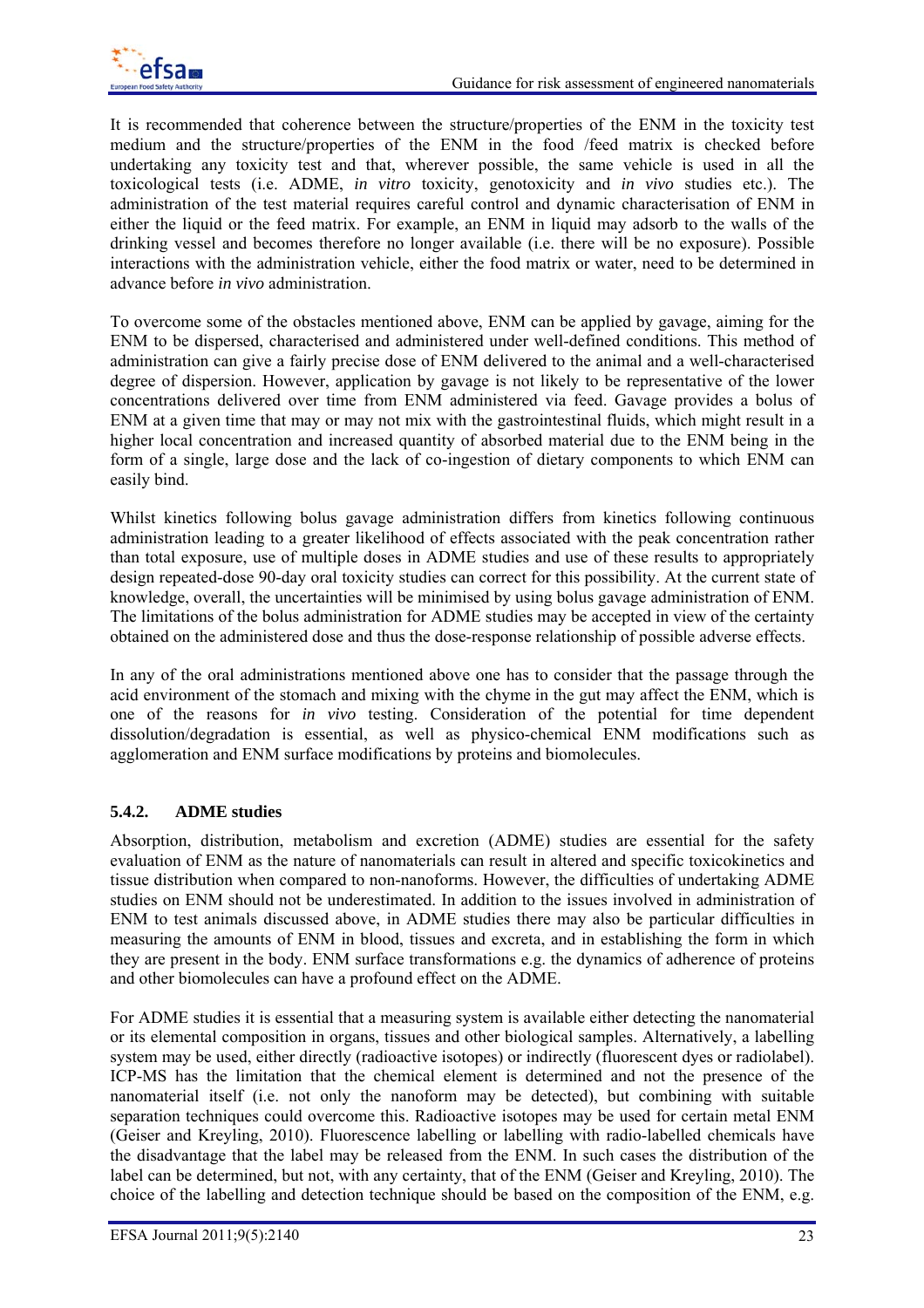It is recommended that coherence between the structure/properties of the ENM in the toxicity test medium and the structure/properties of the ENM in the food /feed matrix is checked before undertaking any toxicity test and that, wherever possible, the same vehicle is used in all the toxicological tests (i.e. ADME, *in vitro* toxicity, genotoxicity and *in vivo* studies etc.). The administration of the test material requires careful control and dynamic characterisation of ENM in either the liquid or the feed matrix. For example, an ENM in liquid may adsorb to the walls of the drinking vessel and becomes therefore no longer available (i.e. there will be no exposure). Possible interactions with the administration vehicle, either the food matrix or water, need to be determined in advance before *in vivo* administration.

To overcome some of the obstacles mentioned above, ENM can be applied by gavage, aiming for the ENM to be dispersed, characterised and administered under well-defined conditions. This method of administration can give a fairly precise dose of ENM delivered to the animal and a well-characterised degree of dispersion. However, application by gavage is not likely to be representative of the lower concentrations delivered over time from ENM administered via feed. Gavage provides a bolus of ENM at a given time that may or may not mix with the gastrointestinal fluids, which might result in a higher local concentration and increased quantity of absorbed material due to the ENM being in the form of a single, large dose and the lack of co-ingestion of dietary components to which ENM can easily bind.

Whilst kinetics following bolus gavage administration differs from kinetics following continuous administration leading to a greater likelihood of effects associated with the peak concentration rather than total exposure, use of multiple doses in ADME studies and use of these results to appropriately design repeated-dose 90-day oral toxicity studies can correct for this possibility. At the current state of knowledge, overall, the uncertainties will be minimised by using bolus gavage administration of ENM. The limitations of the bolus administration for ADME studies may be accepted in view of the certainty obtained on the administered dose and thus the dose-response relationship of possible adverse effects.

In any of the oral administrations mentioned above one has to consider that the passage through the acid environment of the stomach and mixing with the chyme in the gut may affect the ENM, which is one of the reasons for *in vivo* testing. Consideration of the potential for time dependent dissolution/degradation is essential, as well as physico-chemical ENM modifications such as agglomeration and ENM surface modifications by proteins and biomolecules.

### 5.4.2. ADME studies

Absorption, distribution, metabolism and excretion (ADME) studies are essential for the safety evaluation of ENM as the nature of nanomaterials can result in altered and specific toxicokinetics and tissue distribution when compared to non-nanoforms. However, the difficulties of undertaking ADME studies on ENM should not be underestimated. In addition to the issues involved in administration of ENM to test animals discussed above, in ADME studies there may also be particular difficulties in measuring the amounts of ENM in blood, tissues and excreta, and in establishing the form in which they are present in the body. ENM surface transformations e.g. the dynamics of adherence of proteins and other biomolecules can have a profound effect on the ADME.

For ADME studies it is essential that a measuring system is available either detecting the nanomaterial or its elemental composition in organs, tissues and other biological samples. Alternatively, a labelling system may be used, either directly (radioactive isotopes) or indirectly (fluorescent dyes or radiolabel). ICP-MS has the limitation that the chemical element is determined and not the presence of the nanomaterial itself (i.e. not only the nanoform may be detected), but combining with suitable separation techniques could overcome this. Radioactive isotopes may be used for certain metal ENM (Geiser and Kreyling, 2010). Fluorescence labelling or labelling with radio-labelled chemicals have the disadvantage that the label may be released from the ENM. In such cases the distribution of the label can be determined, but not, with any certainty, that of the ENM (Geiser and Kreyling, 2010). The choice of the labelling and detection technique should be based on the composition of the ENM, e.g.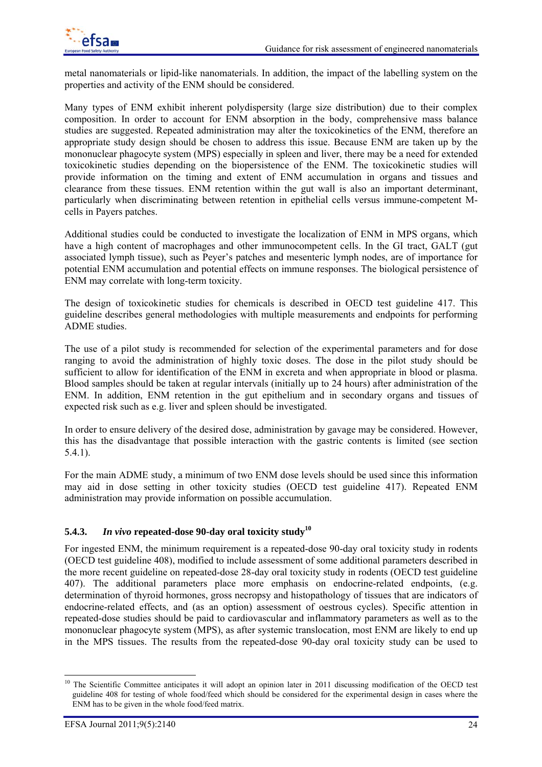metal nanomaterials or lipid-like nanomaterials. In addition, the impact of the labelling system on the properties and activity of the ENM should be considered.

Many types of ENM exhibit inherent polydispersity (large size distribution) due to their complex composition. In order to account for ENM absorption in the body, comprehensive mass balance studies are suggested. Repeated administration may alter the toxicokinetics of the ENM, therefore an appropriate study design should be chosen to address this issue. Because ENM are taken up by the mononuclear phagocyte system (MPS) especially in spleen and liver, there may be a need for extended toxicokinetic studies depending on the biopersistence of the ENM. The toxicokinetic studies will provide information on the timing and extent of ENM accumulation in organs and tissues and clearance from these tissues. ENM retention within the gut wall is also an important determinant, particularly when discriminating between retention in epithelial cells versus immune-competent M-cells in Payers patches.

Additional studies could be conducted to investigate the localization of ENM in MPS organs, which have a high content of macrophages and other immunocompetent cells. In the GI tract, GALT (gut associated lymph tissue), such as Peyer's patches and mesenteric lymph nodes, are of importance for potential ENM accumulation and potential effects on immune responses. The biological persistence of ENM may correlate with long-term toxicity.

The design of toxicokinetic studies for chemicals is described in OECD test guideline 417. This guideline describes general methodologies with multiple measurements and endpoints for performing ADME studies.

The use of a pilot study is recommended for selection of the experimental parameters and for dose ranging to avoid the administration of highly toxic doses. The dose in the pilot study should be sufficient to allow for identification of the ENM in excreta and when appropriate in blood or plasma. Blood samples should be taken at regular intervals (initially up to 24 hours) after administration of the ENM. In addition, ENM retention in the gut epithelium and in secondary organs and tissues of expected risk such as e.g. liver and spleen should be investigated.

In order to ensure delivery of the desired dose, administration by gavage may be considered. However, this has the disadvantage that possible interaction with the gastric contents is limited (see section 5.4.1).

For the main ADME study, a minimum of two ENM dose levels should be used since this information may aid in dose setting in other toxicity studies (OECD test guideline 417). Repeated ENM administration may provide information on possible accumulation.

### 5.4.3. *In vivo* repeated-dose 90-day oral toxicity study[10]

For ingested ENM, the minimum requirement is a repeated-dose 90-day oral toxicity study in rodents (OECD test guideline 408), modified to include assessment of some additional parameters described in the more recent guideline on repeated-dose 28-day oral toxicity study in rodents (OECD test guideline 407). The additional parameters place more emphasis on endocrine-related endpoints, (e.g. determination of thyroid hormones, gross necropsy and histopathology of tissues that are indicators of endocrine-related effects, and (as an option) assessment of oestrous cycles). Specific attention in repeated-dose studies should be paid to cardiovascular and inflammatory parameters as well as to the mononuclear phagocyte system (MPS), as after systemic translocation, most ENM are likely to end up in the MPS tissues. The results from the repeated-dose 90-day oral toxicity study can be used to

[10] The Scientific Committee anticipates it will adopt an opinion later in 2011 discussing modification of the OECD test guideline 408 for testing of whole food/feed which should be considered for the experimental design in cases where the ENM has to be given in the whole food/feed matrix.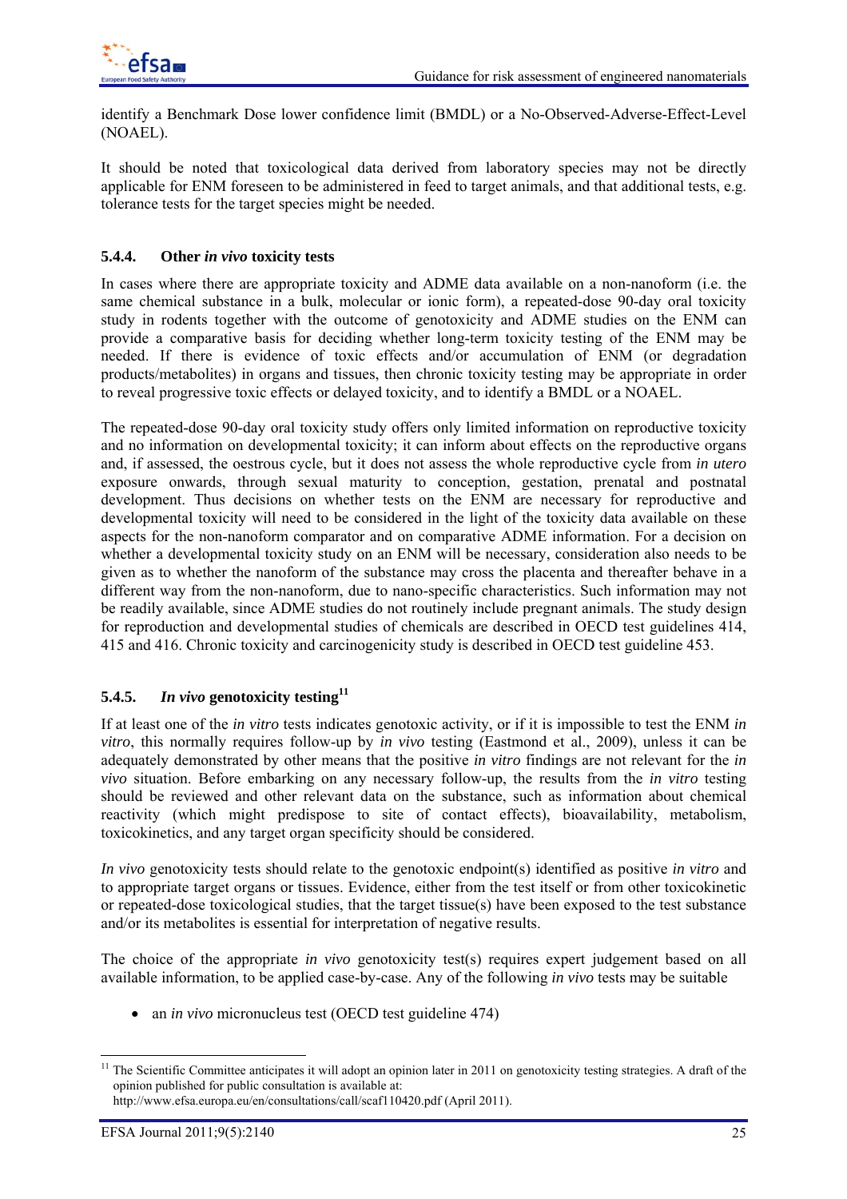identify a Benchmark Dose lower confidence limit (BMDL) or a No-Observed-Adverse-Effect-Level (NOAEL).

It should be noted that toxicological data derived from laboratory species may not be directly applicable for ENM foreseen to be administered in feed to target animals, and that additional tests, e.g. tolerance tests for the target species might be needed.

### 5.4.4. Other *in vivo* toxicity tests

In cases where there are appropriate toxicity and ADME data available on a non-nanoform (i.e. the same chemical substance in a bulk, molecular or ionic form), a repeated-dose 90-day oral toxicity study in rodents together with the outcome of genotoxicity and ADME studies on the ENM can provide a comparative basis for deciding whether long-term toxicity testing of the ENM may be needed. If there is evidence of toxic effects and/or accumulation of ENM (or degradation products/metabolites) in organs and tissues, then chronic toxicity testing may be appropriate in order to reveal progressive toxic effects or delayed toxicity, and to identify a BMDL or a NOAEL.

The repeated-dose 90-day oral toxicity study offers only limited information on reproductive toxicity and no information on developmental toxicity; it can inform about effects on the reproductive organs and, if assessed, the oestrous cycle, but it does not assess the whole reproductive cycle from *in utero* exposure onwards, through sexual maturity to conception, gestation, prenatal and postnatal development. Thus decisions on whether tests on the ENM are necessary for reproductive and developmental toxicity will need to be considered in the light of the toxicity data available on these aspects for the non-nanoform comparator and on comparative ADME information. For a decision on whether a developmental toxicity study on an ENM will be necessary, consideration also needs to be given as to whether the nanoform of the substance may cross the placenta and thereafter behave in a different way from the non-nanoform, due to nano-specific characteristics. Such information may not be readily available, since ADME studies do not routinely include pregnant animals. The study design for reproduction and developmental studies of chemicals are described in OECD test guidelines 414, 415 and 416. Chronic toxicity and carcinogenicity study is described in OECD test guideline 453.

### 5.4.5. *In vivo* genotoxicity testing[11]

If at least one of the *in vitro* tests indicates genotoxic activity, or if it is impossible to test the ENM *in vitro*, this normally requires follow-up by *in vivo* testing (Eastmond et al., 2009), unless it can be adequately demonstrated by other means that the positive *in vitro* findings are not relevant for the *in vivo* situation. Before embarking on any necessary follow-up, the results from the *in vitro* testing should be reviewed and other relevant data on the substance, such as information about chemical reactivity (which might predispose to site of contact effects), bioavailability, metabolism, toxicokinetics, and any target organ specificity should be considered.

*In vivo* genotoxicity tests should relate to the genotoxic endpoint(s) identified as positive *in vitro* and to appropriate target organs or tissues. Evidence, either from the test itself or from other toxicokinetic or repeated-dose toxicological studies, that the target tissue(s) have been exposed to the test substance and/or its metabolites is essential for interpretation of negative results.

The choice of the appropriate *in vivo* genotoxicity test(s) requires expert judgement based on all available information, to be applied case-by-case. Any of the following *in vivo* tests may be suitable

- an *in vivo* micronucleus test (OECD test guideline 474)

---

[11] The Scientific Committee anticipates it will adopt an opinion later in 2011 on genotoxicity testing strategies. A draft of the opinion published for public consultation is available at: http://www.efsa.europa.eu/en/consultations/call/scaf110420.pdf (April 2011).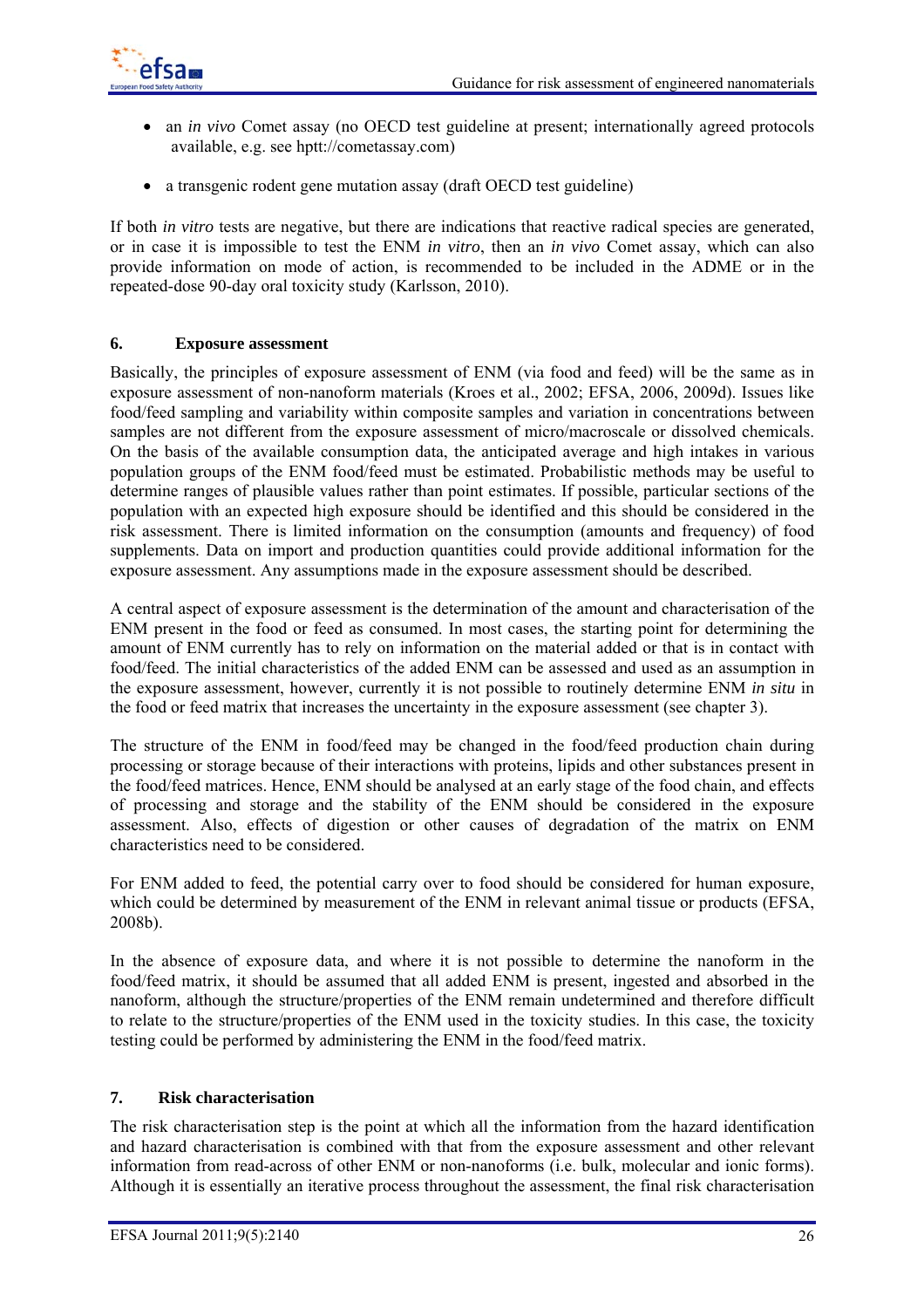- an *in vivo* Comet assay (no OECD test guideline at present; internationally agreed protocols available, e.g. see hptt://cometassay.com)
- a transgenic rodent gene mutation assay (draft OECD test guideline)

If both *in vitro* tests are negative, but there are indications that reactive radical species are generated, or in case it is impossible to test the ENM *in vitro*, then an *in vivo* Comet assay, which can also provide information on mode of action, is recommended to be included in the ADME or in the repeated-dose 90-day oral toxicity study (Karlsson, 2010).

## 6. Exposure assessment

Basically, the principles of exposure assessment of ENM (via food and feed) will be the same as in exposure assessment of non-nanoform materials (Kroes et al., 2002; EFSA, 2006, 2009d). Issues like food/feed sampling and variability within composite samples and variation in concentrations between samples are not different from the exposure assessment of micro/macroscale or dissolved chemicals. On the basis of the available consumption data, the anticipated average and high intakes in various population groups of the ENM food/feed must be estimated. Probabilistic methods may be useful to determine ranges of plausible values rather than point estimates. If possible, particular sections of the population with an expected high exposure should be identified and this should be considered in the risk assessment. There is limited information on the consumption (amounts and frequency) of food supplements. Data on import and production quantities could provide additional information for the exposure assessment. Any assumptions made in the exposure assessment should be described.

A central aspect of exposure assessment is the determination of the amount and characterisation of the ENM present in the food or feed as consumed. In most cases, the starting point for determining the amount of ENM currently has to rely on information on the material added or that is in contact with food/feed. The initial characteristics of the added ENM can be assessed and used as an assumption in the exposure assessment, however, currently it is not possible to routinely determine ENM *in situ* in the food or feed matrix that increases the uncertainty in the exposure assessment (see chapter 3).

The structure of the ENM in food/feed may be changed in the food/feed production chain during processing or storage because of their interactions with proteins, lipids and other substances present in the food/feed matrices. Hence, ENM should be analysed at an early stage of the food chain, and effects of processing and storage and the stability of the ENM should be considered in the exposure assessment. Also, effects of digestion or other causes of degradation of the matrix on ENM characteristics need to be considered.

For ENM added to feed, the potential carry over to food should be considered for human exposure, which could be determined by measurement of the ENM in relevant animal tissue or products (EFSA, 2008b).

In the absence of exposure data, and where it is not possible to determine the nanoform in the food/feed matrix, it should be assumed that all added ENM is present, ingested and absorbed in the nanoform, although the structure/properties of the ENM remain undetermined and therefore difficult to relate to the structure/properties of the ENM used in the toxicity studies. In this case, the toxicity testing could be performed by administering the ENM in the food/feed matrix.

## 7. Risk characterisation

The risk characterisation step is the point at which all the information from the hazard identification and hazard characterisation is combined with that from the exposure assessment and other relevant information from read-across of other ENM or non-nanoforms (i.e. bulk, molecular and ionic forms). Although it is essentially an iterative process throughout the assessment, the final risk characterisation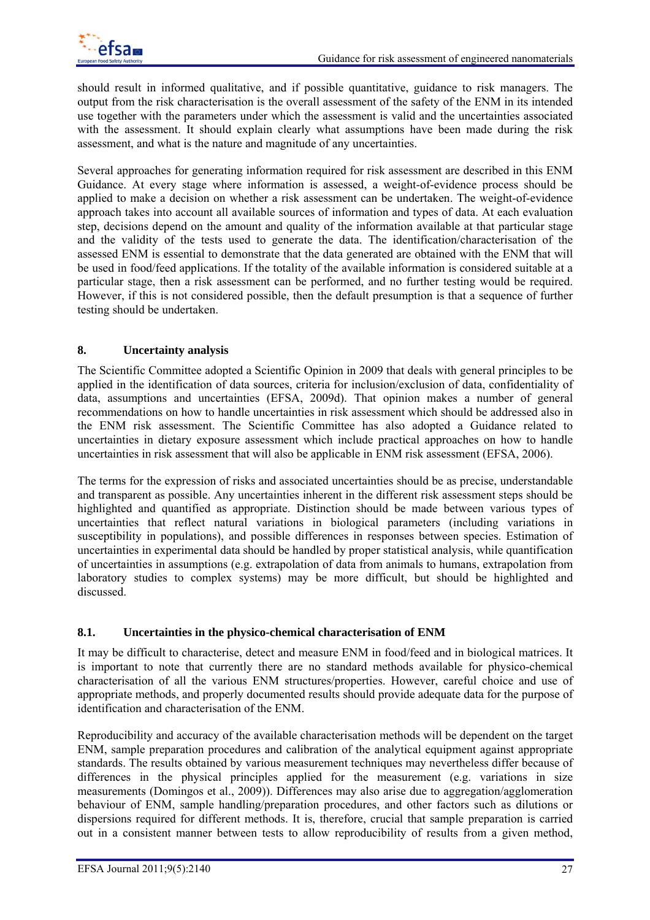should result in informed qualitative, and if possible quantitative, guidance to risk managers. The output from the risk characterisation is the overall assessment of the safety of the ENM in its intended use together with the parameters under which the assessment is valid and the uncertainties associated with the assessment. It should explain clearly what assumptions have been made during the risk assessment, and what is the nature and magnitude of any uncertainties.

Several approaches for generating information required for risk assessment are described in this ENM Guidance. At every stage where information is assessed, a weight-of-evidence process should be applied to make a decision on whether a risk assessment can be undertaken. The weight-of-evidence approach takes into account all available sources of information and types of data. At each evaluation step, decisions depend on the amount and quality of the information available at that particular stage and the validity of the tests used to generate the data. The identification/characterisation of the assessed ENM is essential to demonstrate that the data generated are obtained with the ENM that will be used in food/feed applications. If the totality of the available information is considered suitable at a particular stage, then a risk assessment can be performed, and no further testing would be required. However, if this is not considered possible, then the default presumption is that a sequence of further testing should be undertaken.

## 8. Uncertainty analysis

The Scientific Committee adopted a Scientific Opinion in 2009 that deals with general principles to be applied in the identification of data sources, criteria for inclusion/exclusion of data, confidentiality of data, assumptions and uncertainties (EFSA, 2009d). That opinion makes a number of general recommendations on how to handle uncertainties in risk assessment which should be addressed also in the ENM risk assessment. The Scientific Committee has also adopted a Guidance related to uncertainties in dietary exposure assessment which include practical approaches on how to handle uncertainties in risk assessment that will also be applicable in ENM risk assessment (EFSA, 2006).

The terms for the expression of risks and associated uncertainties should be as precise, understandable and transparent as possible. Any uncertainties inherent in the different risk assessment steps should be highlighted and quantified as appropriate. Distinction should be made between various types of uncertainties that reflect natural variations in biological parameters (including variations in susceptibility in populations), and possible differences in responses between species. Estimation of uncertainties in experimental data should be handled by proper statistical analysis, while quantification of uncertainties in assumptions (e.g. extrapolation of data from animals to humans, extrapolation from laboratory studies to complex systems) may be more difficult, but should be highlighted and discussed.

### 8.1. Uncertainties in the physico-chemical characterisation of ENM

It may be difficult to characterise, detect and measure ENM in food/feed and in biological matrices. It is important to note that currently there are no standard methods available for physico-chemical characterisation of all the various ENM structures/properties. However, careful choice and use of appropriate methods, and properly documented results should provide adequate data for the purpose of identification and characterisation of the ENM.

Reproducibility and accuracy of the available characterisation methods will be dependent on the target ENM, sample preparation procedures and calibration of the analytical equipment against appropriate standards. The results obtained by various measurement techniques may nevertheless differ because of differences in the physical principles applied for the measurement (e.g. variations in size measurements (Domingos et al., 2009)). Differences may also arise due to aggregation/agglomeration behaviour of ENM, sample handling/preparation procedures, and other factors such as dilutions or dispersions required for different methods. It is, therefore, crucial that sample preparation is carried out in a consistent manner between tests to allow reproducibility of results from a given method,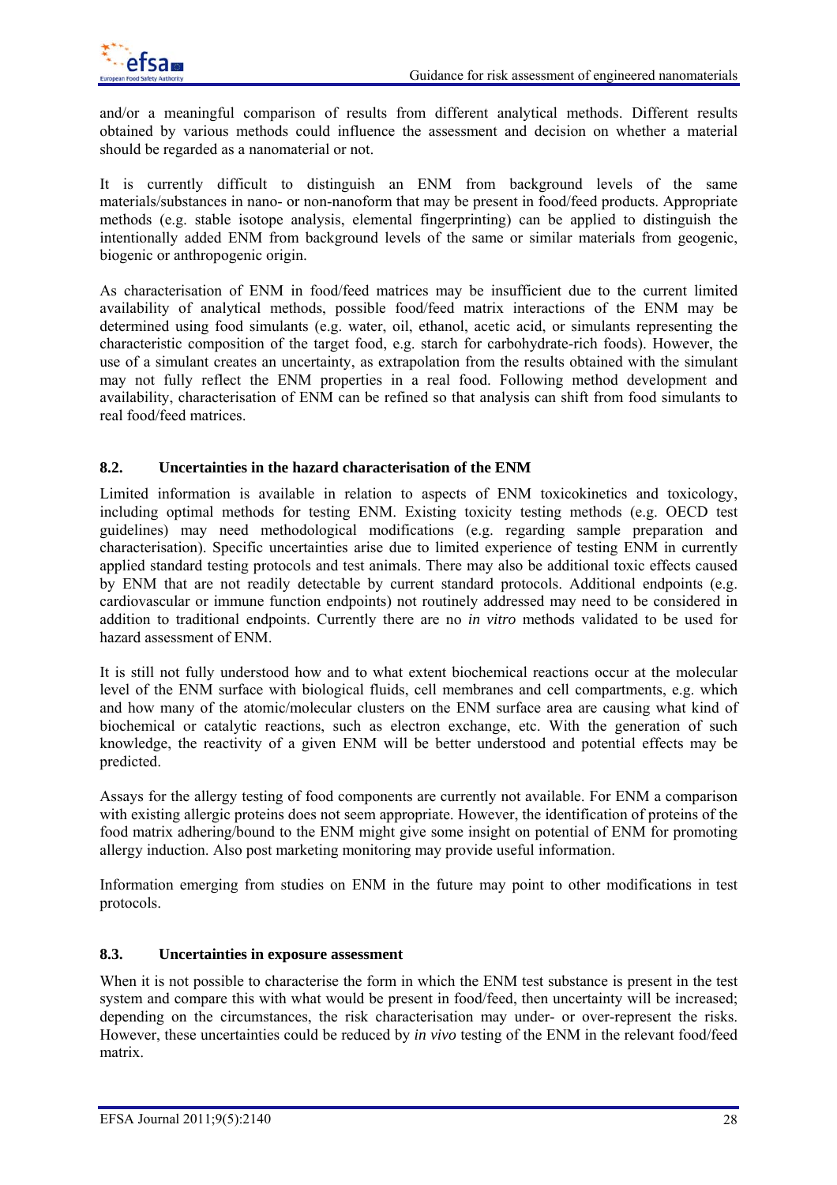and/or a meaningful comparison of results from different analytical methods. Different results obtained by various methods could influence the assessment and decision on whether a material should be regarded as a nanomaterial or not.

It is currently difficult to distinguish an ENM from background levels of the same materials/substances in nano- or non-nanoform that may be present in food/feed products. Appropriate methods (e.g. stable isotope analysis, elemental fingerprinting) can be applied to distinguish the intentionally added ENM from background levels of the same or similar materials from geogenic, biogenic or anthropogenic origin.

As characterisation of ENM in food/feed matrices may be insufficient due to the current limited availability of analytical methods, possible food/feed matrix interactions of the ENM may be determined using food simulants (e.g. water, oil, ethanol, acetic acid, or simulants representing the characteristic composition of the target food, e.g. starch for carbohydrate-rich foods). However, the use of a simulant creates an uncertainty, as extrapolation from the results obtained with the simulant may not fully reflect the ENM properties in a real food. Following method development and availability, characterisation of ENM can be refined so that analysis can shift from food simulants to real food/feed matrices.

## 8.2. Uncertainties in the hazard characterisation of the ENM

Limited information is available in relation to aspects of ENM toxicokinetics and toxicology, including optimal methods for testing ENM. Existing toxicity testing methods (e.g. OECD test guidelines) may need methodological modifications (e.g. regarding sample preparation and characterisation). Specific uncertainties arise due to limited experience of testing ENM in currently applied standard testing protocols and test animals. There may also be additional toxic effects caused by ENM that are not readily detectable by current standard protocols. Additional endpoints (e.g. cardiovascular or immune function endpoints) not routinely addressed may need to be considered in addition to traditional endpoints. Currently there are no *in vitro* methods validated to be used for hazard assessment of ENM.

It is still not fully understood how and to what extent biochemical reactions occur at the molecular level of the ENM surface with biological fluids, cell membranes and cell compartments, e.g. which and how many of the atomic/molecular clusters on the ENM surface area are causing what kind of biochemical or catalytic reactions, such as electron exchange, etc. With the generation of such knowledge, the reactivity of a given ENM will be better understood and potential effects may be predicted.

Assays for the allergy testing of food components are currently not available. For ENM a comparison with existing allergic proteins does not seem appropriate. However, the identification of proteins of the food matrix adhering/bound to the ENM might give some insight on potential of ENM for promoting allergy induction. Also post marketing monitoring may provide useful information.

Information emerging from studies on ENM in the future may point to other modifications in test protocols.

## 8.3. Uncertainties in exposure assessment

When it is not possible to characterise the form in which the ENM test substance is present in the test system and compare this with what would be present in food/feed, then uncertainty will be increased; depending on the circumstances, the risk characterisation may under- or over-represent the risks. However, these uncertainties could be reduced by *in vivo* testing of the ENM in the relevant food/feed matrix.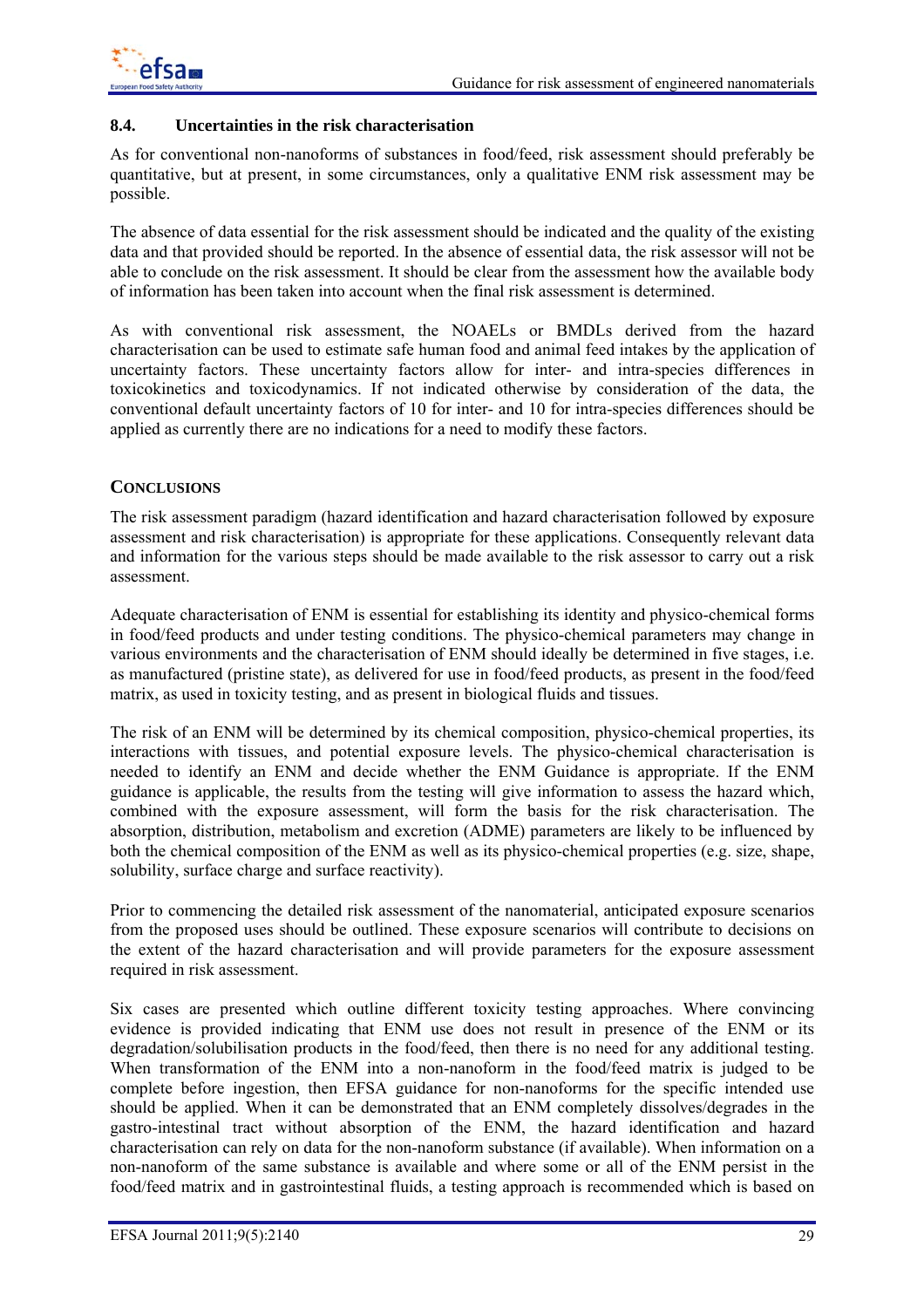### 8.4. Uncertainties in the risk characterisation

As for conventional non-nanoforms of substances in food/feed, risk assessment should preferably be quantitative, but at present, in some circumstances, only a qualitative ENM risk assessment may be possible.

The absence of data essential for the risk assessment should be indicated and the quality of the existing data and that provided should be reported. In the absence of essential data, the risk assessor will not be able to conclude on the risk assessment. It should be clear from the assessment how the available body of information has been taken into account when the final risk assessment is determined.

As with conventional risk assessment, the NOAELs or BMDLs derived from the hazard characterisation can be used to estimate safe human food and animal feed intakes by the application of uncertainty factors. These uncertainty factors allow for inter- and intra-species differences in toxicokinetics and toxicodynamics. If not indicated otherwise by consideration of the data, the conventional default uncertainty factors of 10 for inter- and 10 for intra-species differences should be applied as currently there are no indications for a need to modify these factors.

## CONCLUSIONS

The risk assessment paradigm (hazard identification and hazard characterisation followed by exposure assessment and risk characterisation) is appropriate for these applications. Consequently relevant data and information for the various steps should be made available to the risk assessor to carry out a risk assessment.

Adequate characterisation of ENM is essential for establishing its identity and physico-chemical forms in food/feed products and under testing conditions. The physico-chemical parameters may change in various environments and the characterisation of ENM should ideally be determined in five stages, i.e. as manufactured (pristine state), as delivered for use in food/feed products, as present in the food/feed matrix, as used in toxicity testing, and as present in biological fluids and tissues.

The risk of an ENM will be determined by its chemical composition, physico-chemical properties, its interactions with tissues, and potential exposure levels. The physico-chemical characterisation is needed to identify an ENM and decide whether the ENM Guidance is appropriate. If the ENM guidance is applicable, the results from the testing will give information to assess the hazard which, combined with the exposure assessment, will form the basis for the risk characterisation. The absorption, distribution, metabolism and excretion (ADME) parameters are likely to be influenced by both the chemical composition of the ENM as well as its physico-chemical properties (e.g. size, shape, solubility, surface charge and surface reactivity).

Prior to commencing the detailed risk assessment of the nanomaterial, anticipated exposure scenarios from the proposed uses should be outlined. These exposure scenarios will contribute to decisions on the extent of the hazard characterisation and will provide parameters for the exposure assessment required in risk assessment.

Six cases are presented which outline different toxicity testing approaches. Where convincing evidence is provided indicating that ENM use does not result in presence of the ENM or its degradation/solubilisation products in the food/feed, then there is no need for any additional testing. When transformation of the ENM into a non-nanoform in the food/feed matrix is judged to be complete before ingestion, then EFSA guidance for non-nanoforms for the specific intended use should be applied. When it can be demonstrated that an ENM completely dissolves/degrades in the gastro-intestinal tract without absorption of the ENM, the hazard identification and hazard characterisation can rely on data for the non-nanoform substance (if available). When information on a non-nanoform of the same substance is available and where some or all of the ENM persist in the food/feed matrix and in gastrointestinal fluids, a testing approach is recommended which is based on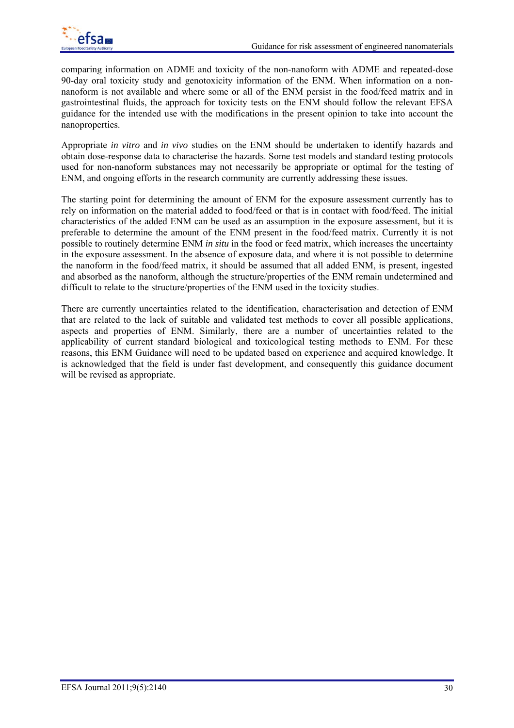comparing information on ADME and toxicity of the non-nanoform with ADME and repeated-dose 90-day oral toxicity study and genotoxicity information of the ENM. When information on a non-nanoform is not available and where some or all of the ENM persist in the food/feed matrix and in gastrointestinal fluids, the approach for toxicity tests on the ENM should follow the relevant EFSA guidance for the intended use with the modifications in the present opinion to take into account the nanoproperties.

Appropriate *in vitro* and *in vivo* studies on the ENM should be undertaken to identify hazards and obtain dose-response data to characterise the hazards. Some test models and standard testing protocols used for non-nanoform substances may not necessarily be appropriate or optimal for the testing of ENM, and ongoing efforts in the research community are currently addressing these issues.

The starting point for determining the amount of ENM for the exposure assessment currently has to rely on information on the material added to food/feed or that is in contact with food/feed. The initial characteristics of the added ENM can be used as an assumption in the exposure assessment, but it is preferable to determine the amount of the ENM present in the food/feed matrix. Currently it is not possible to routinely determine ENM *in situ* in the food or feed matrix, which increases the uncertainty in the exposure assessment. In the absence of exposure data, and where it is not possible to determine the nanoform in the food/feed matrix, it should be assumed that all added ENM, is present, ingested and absorbed as the nanoform, although the structure/properties of the ENM remain undetermined and difficult to relate to the structure/properties of the ENM used in the toxicity studies.

There are currently uncertainties related to the identification, characterisation and detection of ENM that are related to the lack of suitable and validated test methods to cover all possible applications, aspects and properties of ENM. Similarly, there are a number of uncertainties related to the applicability of current standard biological and toxicological testing methods to ENM. For these reasons, this ENM Guidance will need to be updated based on experience and acquired knowledge. It is acknowledged that the field is under fast development, and consequently this guidance document will be revised as appropriate.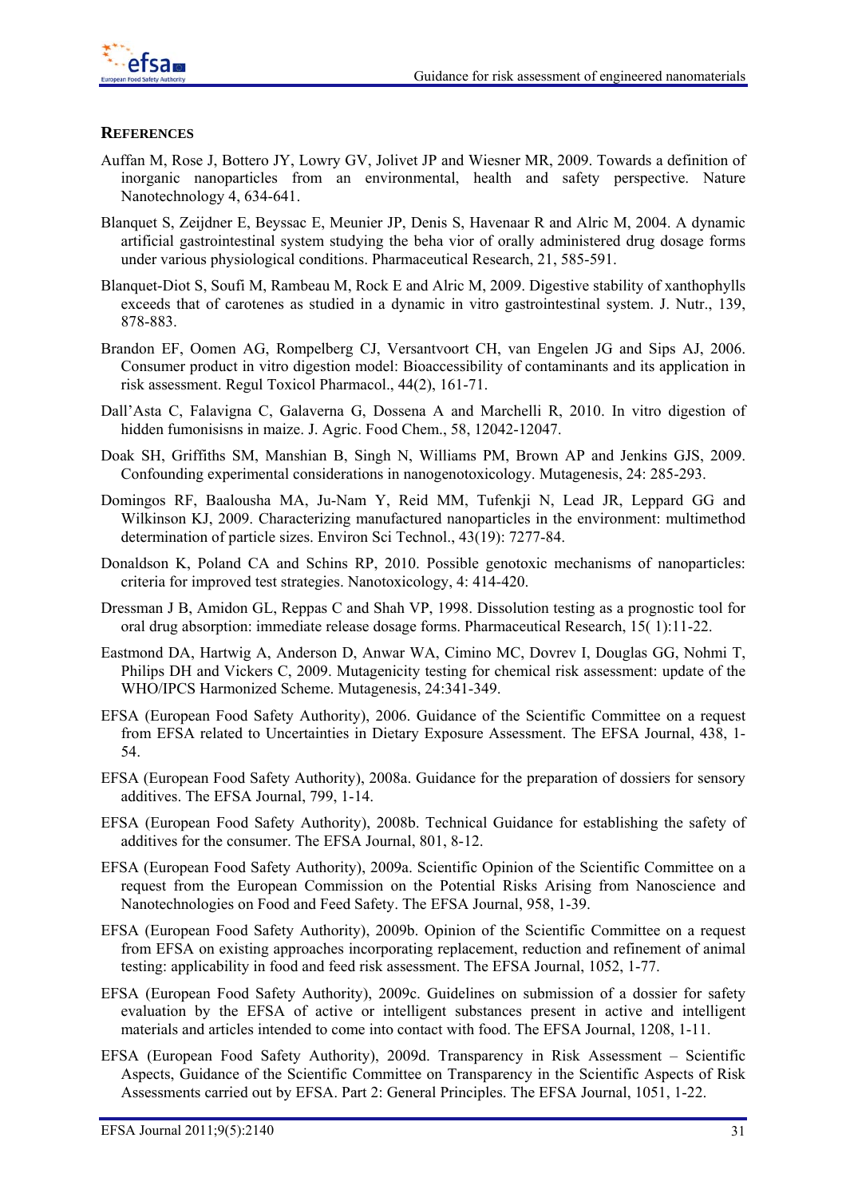## REFERENCES

Auffan M, Rose J, Bottero JY, Lowry GV, Jolivet JP and Wiesner MR, 2009. Towards a definition of inorganic nanoparticles from an environmental, health and safety perspective. Nature Nanotechnology 4, 634-641.

Blanquet S, Zeijdner E, Beyssac E, Meunier JP, Denis S, Havenaar R and Alric M, 2004. A dynamic artificial gastrointestinal system studying the beha vior of orally administered drug dosage forms under various physiological conditions. Pharmaceutical Research, 21, 585-591.

Blanquet-Diot S, Soufi M, Rambeau M, Rock E and Alric M, 2009. Digestive stability of xanthophylls exceeds that of carotenes as studied in a dynamic in vitro gastrointestinal system. J. Nutr., 139, 878-883.

Brandon EF, Oomen AG, Rompelberg CJ, Versantvoort CH, van Engelen JG and Sips AJ, 2006. Consumer product in vitro digestion model: Bioaccessibility of contaminants and its application in risk assessment. Regul Toxicol Pharmacol., 44(2), 161-71.

Dall'Asta C, Falavigna C, Galaverna G, Dossena A and Marchelli R, 2010. In vitro digestion of hidden fumonisisns in maize. J. Agric. Food Chem., 58, 12042-12047.

Doak SH, Griffiths SM, Manshian B, Singh N, Williams PM, Brown AP and Jenkins GJS, 2009. Confounding experimental considerations in nanogenotoxicology. Mutagenesis, 24: 285-293.

Domingos RF, Baalousha MA, Ju-Nam Y, Reid MM, Tufenkji N, Lead JR, Leppard GG and Wilkinson KJ, 2009. Characterizing manufactured nanoparticles in the environment: multimethod determination of particle sizes. Environ Sci Technol., 43(19): 7277-84.

Donaldson K, Poland CA and Schins RP, 2010. Possible genotoxic mechanisms of nanoparticles: criteria for improved test strategies. Nanotoxicology, 4: 414-420.

Dressman J B, Amidon GL, Reppas C and Shah VP, 1998. Dissolution testing as a prognostic tool for oral drug absorption: immediate release dosage forms. Pharmaceutical Research, 15( 1):11-22.

Eastmond DA, Hartwig A, Anderson D, Anwar WA, Cimino MC, Dovrev I, Douglas GG, Nohmi T, Philips DH and Vickers C, 2009. Mutagenicity testing for chemical risk assessment: update of the WHO/IPCS Harmonized Scheme. Mutagenesis, 24:341-349.

EFSA (European Food Safety Authority), 2006. Guidance of the Scientific Committee on a request from EFSA related to Uncertainties in Dietary Exposure Assessment. The EFSA Journal, 438, 1-54.

EFSA (European Food Safety Authority), 2008a. Guidance for the preparation of dossiers for sensory additives. The EFSA Journal, 799, 1-14.

EFSA (European Food Safety Authority), 2008b. Technical Guidance for establishing the safety of additives for the consumer. The EFSA Journal, 801, 8-12.

EFSA (European Food Safety Authority), 2009a. Scientific Opinion of the Scientific Committee on a request from the European Commission on the Potential Risks Arising from Nanoscience and Nanotechnologies on Food and Feed Safety. The EFSA Journal, 958, 1-39.

EFSA (European Food Safety Authority), 2009b. Opinion of the Scientific Committee on a request from EFSA on existing approaches incorporating replacement, reduction and refinement of animal testing: applicability in food and feed risk assessment. The EFSA Journal, 1052, 1-77.

EFSA (European Food Safety Authority), 2009c. Guidelines on submission of a dossier for safety evaluation by the EFSA of active or intelligent substances present in active and intelligent materials and articles intended to come into contact with food. The EFSA Journal, 1208, 1-11.

EFSA (European Food Safety Authority), 2009d. Transparency in Risk Assessment – Scientific Aspects, Guidance of the Scientific Committee on Transparency in the Scientific Aspects of Risk Assessments carried out by EFSA. Part 2: General Principles. The EFSA Journal, 1051, 1-22.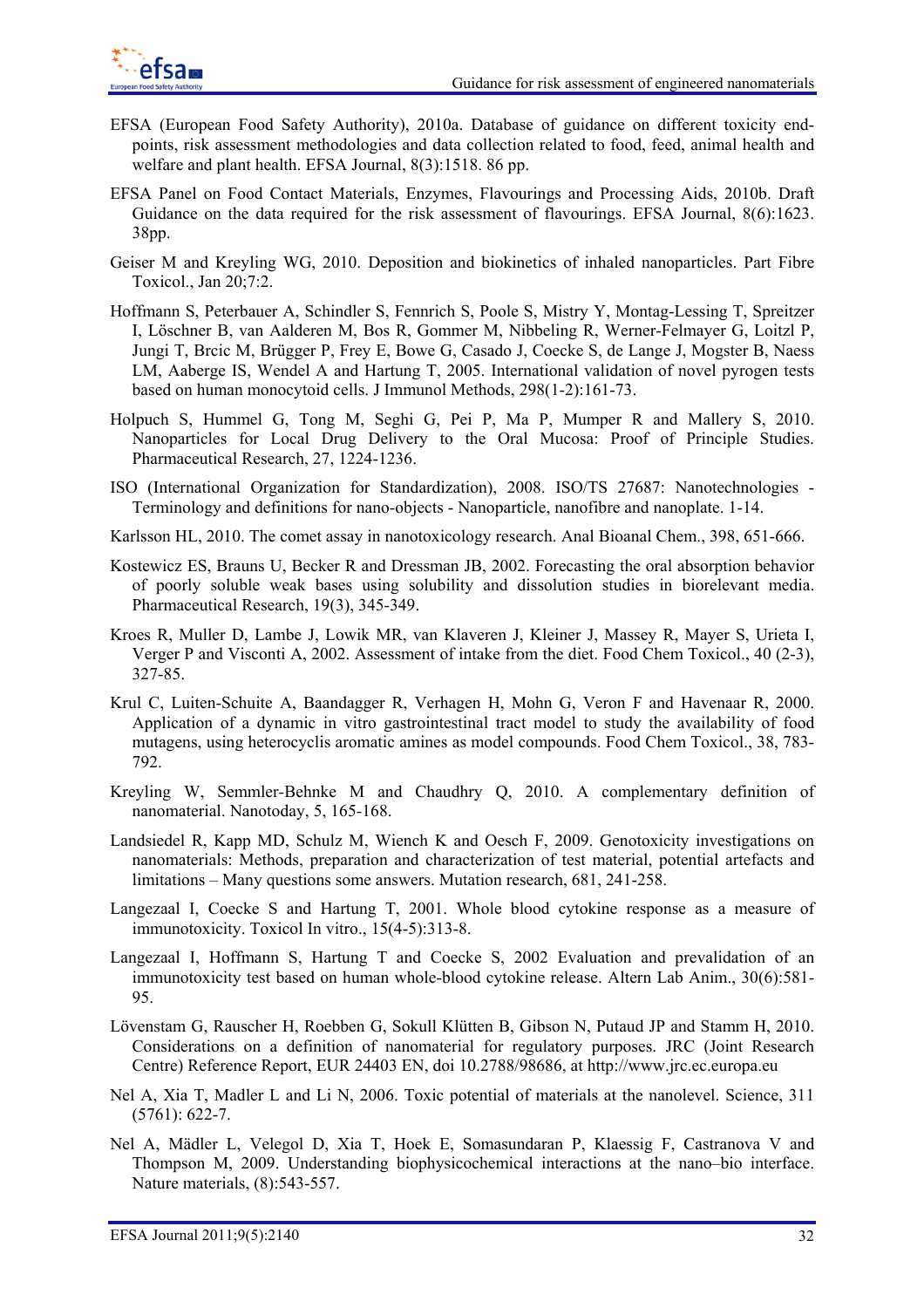EFSA (European Food Safety Authority), 2010a. Database of guidance on different toxicity end-points, risk assessment methodologies and data collection related to food, feed, animal health and welfare and plant health. EFSA Journal, 8(3):1518. 86 pp.

EFSA Panel on Food Contact Materials, Enzymes, Flavourings and Processing Aids, 2010b. Draft Guidance on the data required for the risk assessment of flavourings. EFSA Journal, 8(6):1623. 38pp.

Geiser M and Kreyling WG, 2010. Deposition and biokinetics of inhaled nanoparticles. Part Fibre Toxicol., Jan 20;7:2.

Hoffmann S, Peterbauer A, Schindler S, Fennrich S, Poole S, Mistry Y, Montag-Lessing T, Spreitzer I, Löschner B, van Aalderen M, Bos R, Gommer M, Nibbeling R, Werner-Felmayer G, Loitzl P, Jungi T, Brcic M, Brügger P, Frey E, Bowe G, Casado J, Coecke S, de Lange J, Mogster B, Naess LM, Aaberge IS, Wendel A and Hartung T, 2005. International validation of novel pyrogen tests based on human monocytoid cells. J Immunol Methods, 298(1-2):161-73.

Holpuch S, Hummel G, Tong M, Seghi G, Pei P, Ma P, Mumper R and Mallery S, 2010. Nanoparticles for Local Drug Delivery to the Oral Mucosa: Proof of Principle Studies. Pharmaceutical Research, 27, 1224-1236.

ISO (International Organization for Standardization), 2008. ISO/TS 27687: Nanotechnologies - Terminology and definitions for nano-objects - Nanoparticle, nanofibre and nanoplate. 1-14.

Karlsson HL, 2010. The comet assay in nanotoxicology research. Anal Bioanal Chem., 398, 651-666.

Kostewicz ES, Brauns U, Becker R and Dressman JB, 2002. Forecasting the oral absorption behavior of poorly soluble weak bases using solubility and dissolution studies in biorelevant media. Pharmaceutical Research, 19(3), 345-349.

Kroes R, Muller D, Lambe J, Lowik MR, van Klaveren J, Kleiner J, Massey R, Mayer S, Urieta I, Verger P and Visconti A, 2002. Assessment of intake from the diet. Food Chem Toxicol., 40 (2-3), 327-85.

Krul C, Luiten-Schuite A, Baandagger R, Verhagen H, Mohn G, Veron F and Havenaar R, 2000. Application of a dynamic in vitro gastrointestinal tract model to study the availability of food mutagens, using heterocyclis aromatic amines as model compounds. Food Chem Toxicol., 38, 783-792.

Kreyling W, Semmler-Behnke M and Chaudhry Q, 2010. A complementary definition of nanomaterial. Nanotoday, 5, 165-168.

Landsiedel R, Kapp MD, Schulz M, Wiench K and Oesch F, 2009. Genotoxicity investigations on nanomaterials: Methods, preparation and characterization of test material, potential artefacts and limitations – Many questions some answers. Mutation research, 681, 241-258.

Langezaal I, Coecke S and Hartung T, 2001. Whole blood cytokine response as a measure of immunotoxicity. Toxicol In vitro., 15(4-5):313-8.

Langezaal I, Hoffmann S, Hartung T and Coecke S, 2002 Evaluation and prevalidation of an immunotoxicity test based on human whole-blood cytokine release. Altern Lab Anim., 30(6):581-95.

Lövenstam G, Rauscher H, Roebben G, Sokull Klütten B, Gibson N, Putaud JP and Stamm H, 2010. Considerations on a definition of nanomaterial for regulatory purposes. JRC (Joint Research Centre) Reference Report, EUR 24403 EN, doi 10.2788/98686, at http://www.jrc.ec.europa.eu

Nel A, Xia T, Madler L and Li N, 2006. Toxic potential of materials at the nanolevel. Science, 311 (5761): 622-7.

Nel A, Mädler L, Velegol D, Xia T, Hoek E, Somasundaran P, Klaessig F, Castranova V and Thompson M, 2009. Understanding biophysicochemical interactions at the nano–bio interface. Nature materials, (8):543-557.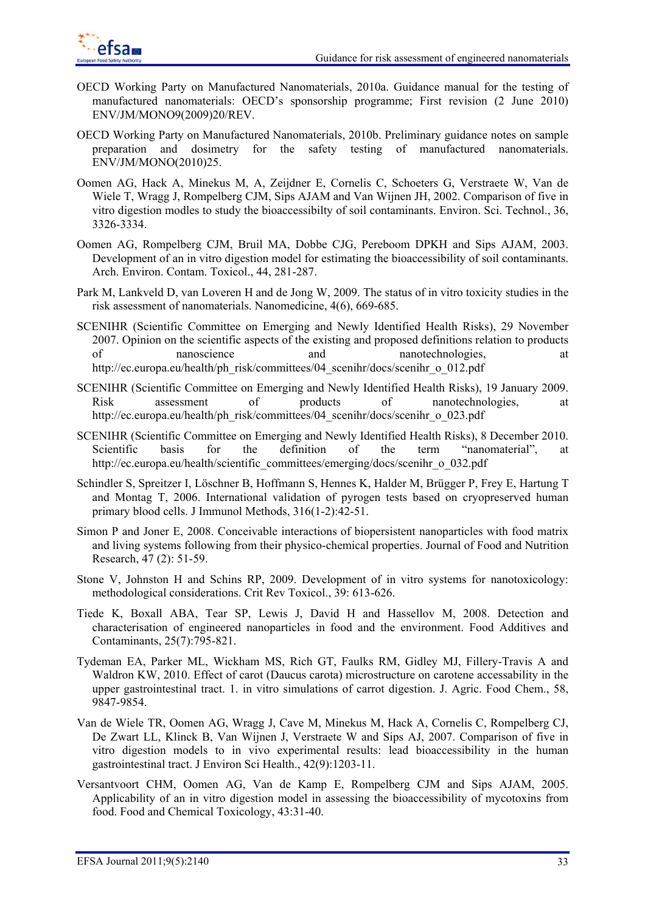OECD Working Party on Manufactured Nanomaterials, 2010a. Guidance manual for the testing of manufactured nanomaterials: OECD's sponsorship programme; First revision (2 June 2010) ENV/JM/MONO9(2009)20/REV.

OECD Working Party on Manufactured Nanomaterials, 2010b. Preliminary guidance notes on sample preparation and dosimetry for the safety testing of manufactured nanomaterials. ENV/JM/MONO(2010)25.

Oomen AG, Hack A, Minekus M, A, Zeijdner E, Cornelis C, Schoeters G, Verstraete W, Van de Wiele T, Wragg J, Rompelberg CJM, Sips AJAM and Van Wijnen JH, 2002. Comparison of five in vitro digestion modles to study the bioaccessibilty of soil contaminants. Environ. Sci. Technol., 36, 3326-3334.

Oomen AG, Rompelberg CJM, Bruil MA, Dobbe CJG, Pereboom DPKH and Sips AJAM, 2003. Development of an in vitro digestion model for estimating the bioaccessibility of soil contaminants. Arch. Environ. Contam. Toxicol., 44, 281-287.

Park M, Lankveld D, van Loveren H and de Jong W, 2009. The status of in vitro toxicity studies in the risk assessment of nanomaterials. Nanomedicine, 4(6), 669-685.

SCENIHR (Scientific Committee on Emerging and Newly Identified Health Risks), 29 November 2007. Opinion on the scientific aspects of the existing and proposed definitions relation to products of nanoscience and nanotechnologies, at http://ec.europa.eu/health/ph_risk/committees/04_scenihr/docs/scenihr_o_012.pdf

SCENIHR (Scientific Committee on Emerging and Newly Identified Health Risks), 19 January 2009. Risk assessment of products of nanotechnologies, at http://ec.europa.eu/health/ph_risk/committees/04_scenihr/docs/scenihr_o_023.pdf

SCENIHR (Scientific Committee on Emerging and Newly Identified Health Risks), 8 December 2010. Scientific basis for the definition of the term "nanomaterial", at http://ec.europa.eu/health/scientific_committees/emerging/docs/scenihr_o_032.pdf

Schindler S, Spreitzer I, Löschner B, Hoffmann S, Hennes K, Halder M, Brügger P, Frey E, Hartung T and Montag T, 2006. International validation of pyrogen tests based on cryopreserved human primary blood cells. J Immunol Methods, 316(1-2):42-51.

Simon P and Joner E, 2008. Conceivable interactions of biopersistent nanoparticles with food matrix and living systems following from their physico-chemical properties. Journal of Food and Nutrition Research, 47 (2): 51-59.

Stone V, Johnston H and Schins RP, 2009. Development of in vitro systems for nanotoxicology: methodological considerations. Crit Rev Toxicol., 39: 613-626.

Tiede K, Boxall ABA, Tear SP, Lewis J, David H and Hassellov M, 2008. Detection and characterisation of engineered nanoparticles in food and the environment. Food Additives and Contaminants, 25(7):795-821.

Tydeman EA, Parker ML, Wickham MS, Rich GT, Faulks RM, Gidley MJ, Fillery-Travis A and Waldron KW, 2010. Effect of carot (Daucus carota) microstructure on carotene accessability in the upper gastrointestinal tract. 1. in vitro simulations of carrot digestion. J. Agric. Food Chem., 58, 9847-9854.

Van de Wiele TR, Oomen AG, Wragg J, Cave M, Minekus M, Hack A, Cornelis C, Rompelberg CJ, De Zwart LL, Klinck B, Van Wijnen J, Verstraete W and Sips AJ, 2007. Comparison of five in vitro digestion models to in vivo experimental results: lead bioaccessibility in the human gastrointestinal tract. J Environ Sci Health., 42(9):1203-11.

Versantvoort CHM, Oomen AG, Van de Kamp E, Rompelberg CJM and Sips AJAM, 2005. Applicability of an in vitro digestion model in assessing the bioaccessibility of mycotoxins from food. Food and Chemical Toxicology, 43:31-40.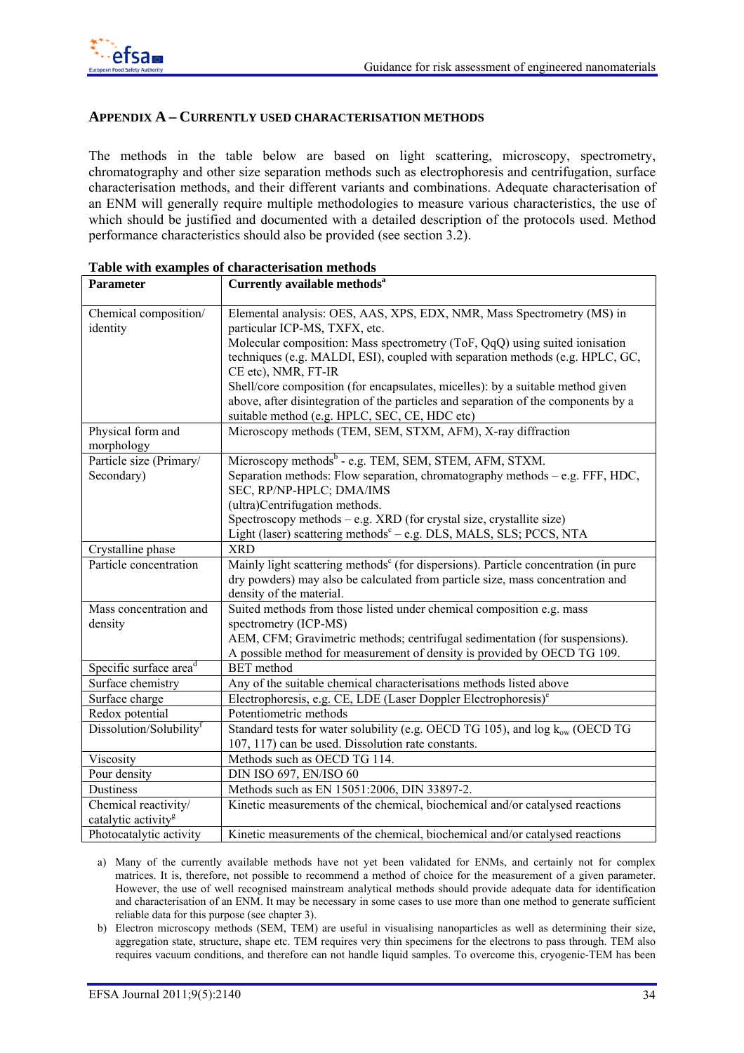## APPENDIX A – CURRENTLY USED CHARACTERISATION METHODS

The methods in the table below are based on light scattering, microscopy, spectrometry, chromatography and other size separation methods such as electrophoresis and centrifugation, surface characterisation methods, and their different variants and combinations. Adequate characterisation of an ENM will generally require multiple methodologies to measure various characteristics, the use of which should be justified and documented with a detailed description of the protocols used. Method performance characteristics should also be provided (see section 3.2).

**Table with examples of characterisation methods**

| Parameter | Currently available methods[a] |
|---|---|
| Chemical composition/ identity | Elemental analysis: OES, AAS, XPS, EDX, NMR, Mass Spectrometry (MS) in particular ICP-MS, TXFX, etc.<br>Molecular composition: Mass spectrometry (ToF, QqQ) using suited ionisation techniques (e.g. MALDI, ESI), coupled with separation methods (e.g. HPLC, GC, CE etc), NMR, FT-IR<br>Shell/core composition (for encapsulates, micelles): by a suitable method given above, after disintegration of the particles and separation of the components by a suitable method (e.g. HPLC, SEC, CE, HDC etc) |
| Physical form and morphology | Microscopy methods (TEM, SEM, STXM, AFM), X-ray diffraction |
| Particle size (Primary/ Secondary) | Microscopy methods[b] - e.g. TEM, SEM, STEM, AFM, STXM.<br>Separation methods: Flow separation, chromatography methods – e.g. FFF, HDC, SEC, RP/NP-HPLC; DMA/IMS<br>(ultra)Centrifugation methods.<br>Spectroscopy methods – e.g. XRD (for crystal size, crystallite size)<br>Light (laser) scattering methods[c] – e.g. DLS, MALS, SLS; PCCS, NTA |
| Crystalline phase | XRD |
| Particle concentration | Mainly light scattering methods[c] (for dispersions). Particle concentration (in pure dry powders) may also be calculated from particle size, mass concentration and density of the material. |
| Mass concentration and density | Suited methods from those listed under chemical composition e.g. mass spectrometry (ICP-MS)<br>AEM, CFM; Gravimetric methods; centrifugal sedimentation (for suspensions).<br>A possible method for measurement of density is provided by OECD TG 109. |
| Specific surface area[d] | BET method |
| Surface chemistry | Any of the suitable chemical characterisations methods listed above |
| Surface charge | Electrophoresis, e.g. CE, LDE (Laser Doppler Electrophoresis)[e] |
| Redox potential | Potentiometric methods |
| Dissolution/Solubility[f] | Standard tests for water solubility (e.g. OECD TG 105), and log $k_{ow}$ (OECD TG 107, 117) can be used. Dissolution rate constants. |
| Viscosity | Methods such as OECD TG 114. |
| Pour density | DIN ISO 697, EN/ISO 60 |
| Dustiness | Methods such as EN 15051:2006, DIN 33897-2. |
| Chemical reactivity/ catalytic activity[g] | Kinetic measurements of the chemical, biochemical and/or catalysed reactions |
| Photocatalytic activity | Kinetic measurements of the chemical, biochemical and/or catalysed reactions |

a) Many of the currently available methods have not yet been validated for ENMs, and certainly not for complex matrices. It is, therefore, not possible to recommend a method of choice for the measurement of a given parameter. However, the use of well recognised mainstream analytical methods should provide adequate data for identification and characterisation of an ENM. It may be necessary in some cases to use more than one method to generate sufficient reliable data for this purpose (see chapter 3).

b) Electron microscopy methods (SEM, TEM) are useful in visualising nanoparticles as well as determining their size, aggregation state, structure, shape etc. TEM requires very thin specimens for the electrons to pass through. TEM also requires vacuum conditions, and therefore can not handle liquid samples. To overcome this, cryogenic-TEM has been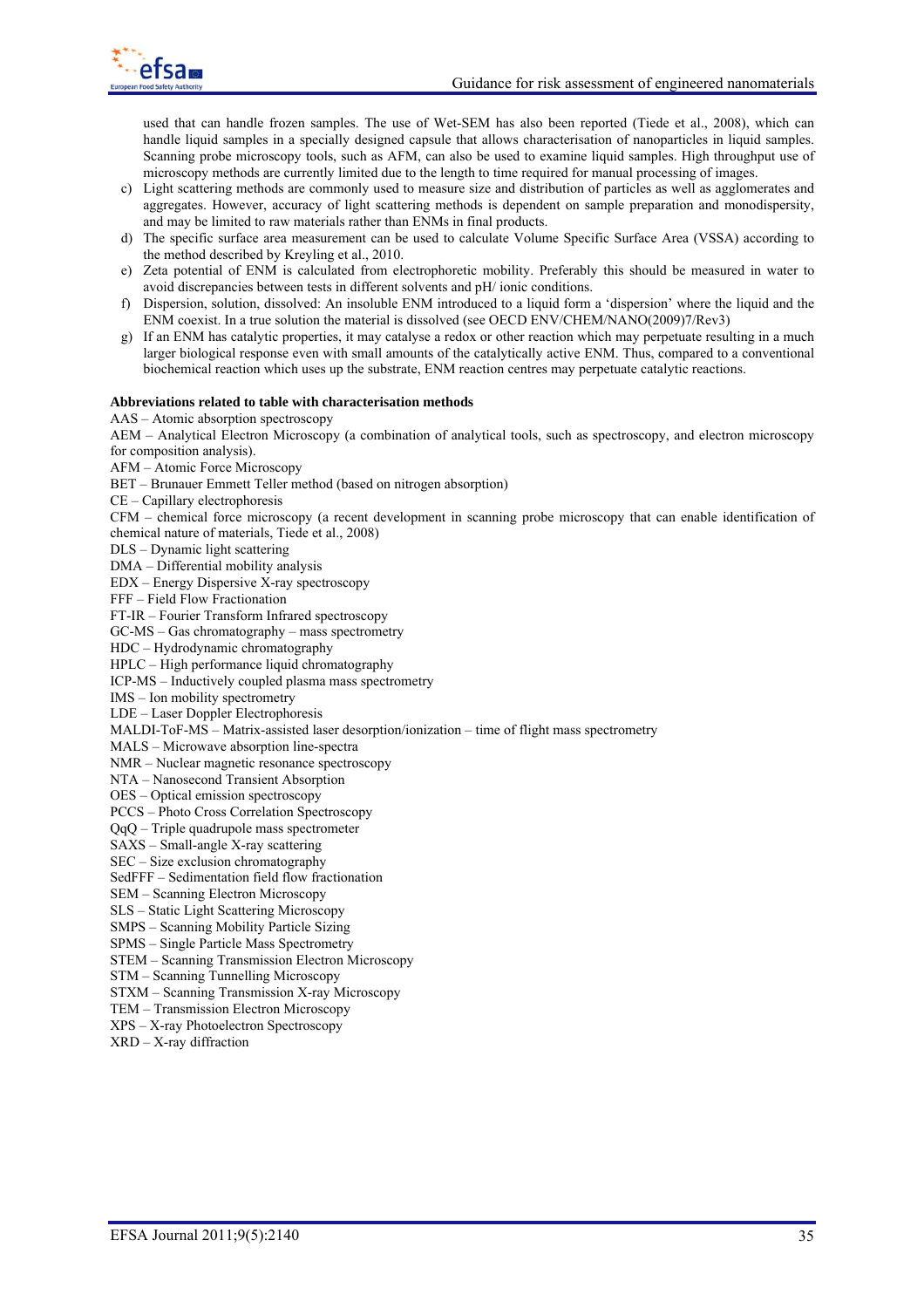used that can handle frozen samples. The use of Wet-SEM has also been reported (Tiede et al., 2008), which can handle liquid samples in a specially designed capsule that allows characterisation of nanoparticles in liquid samples. Scanning probe microscopy tools, such as AFM, can also be used to examine liquid samples. High throughput use of microscopy methods are currently limited due to the length to time required for manual processing of images.

c) Light scattering methods are commonly used to measure size and distribution of particles as well as agglomerates and aggregates. However, accuracy of light scattering methods is dependent on sample preparation and monodispersity, and may be limited to raw materials rather than ENMs in final products.
d) The specific surface area measurement can be used to calculate Volume Specific Surface Area (VSSA) according to the method described by Kreyling et al., 2010.
e) Zeta potential of ENM is calculated from electrophoretic mobility. Preferably this should be measured in water to avoid discrepancies between tests in different solvents and pH/ ionic conditions.
f) Dispersion, solution, dissolved: An insoluble ENM introduced to a liquid form a 'dispersion' where the liquid and the ENM coexist. In a true solution the material is dissolved (see OECD ENV/CHEM/NANO(2009)7/Rev3)
g) If an ENM has catalytic properties, it may catalyse a redox or other reaction which may perpetuate resulting in a much larger biological response even with small amounts of the catalytically active ENM. Thus, compared to a conventional biochemical reaction which uses up the substrate, ENM reaction centres may perpetuate catalytic reactions.

**Abbreviations related to table with characterisation methods**

AAS – Atomic absorption spectroscopy
AEM – Analytical Electron Microscopy (a combination of analytical tools, such as spectroscopy, and electron microscopy for composition analysis).
AFM – Atomic Force Microscopy
BET – Brunauer Emmett Teller method (based on nitrogen absorption)
CE – Capillary electrophoresis
CFM – chemical force microscopy (a recent development in scanning probe microscopy that can enable identification of chemical nature of materials, Tiede et al., 2008)
DLS – Dynamic light scattering
DMA – Differential mobility analysis
EDX – Energy Dispersive X-ray spectroscopy
FFF – Field Flow Fractionation
FT-IR – Fourier Transform Infrared spectroscopy
GC-MS – Gas chromatography – mass spectrometry
HDC – Hydrodynamic chromatography
HPLC – High performance liquid chromatography
ICP-MS – Inductively coupled plasma mass spectrometry
IMS – Ion mobility spectrometry
LDE – Laser Doppler Electrophoresis
MALDI-ToF-MS – Matrix-assisted laser desorption/ionization – time of flight mass spectrometry
MALS – Microwave absorption line-spectra
NMR – Nuclear magnetic resonance spectroscopy
NTA – Nanosecond Transient Absorption
OES – Optical emission spectroscopy
PCCS – Photo Cross Correlation Spectroscopy
QqQ – Triple quadrupole mass spectrometer
SAXS – Small-angle X-ray scattering
SEC – Size exclusion chromatography
SedFFF – Sedimentation field flow fractionation
SEM – Scanning Electron Microscopy
SLS – Static Light Scattering Microscopy
SMPS – Scanning Mobility Particle Sizing
SPMS – Single Particle Mass Spectrometry
STEM – Scanning Transmission Electron Microscopy
STM – Scanning Tunnelling Microscopy
STXM – Scanning Transmission X-ray Microscopy
TEM – Transmission Electron Microscopy
XPS – X-ray Photoelectron Spectroscopy
XRD – X-ray diffraction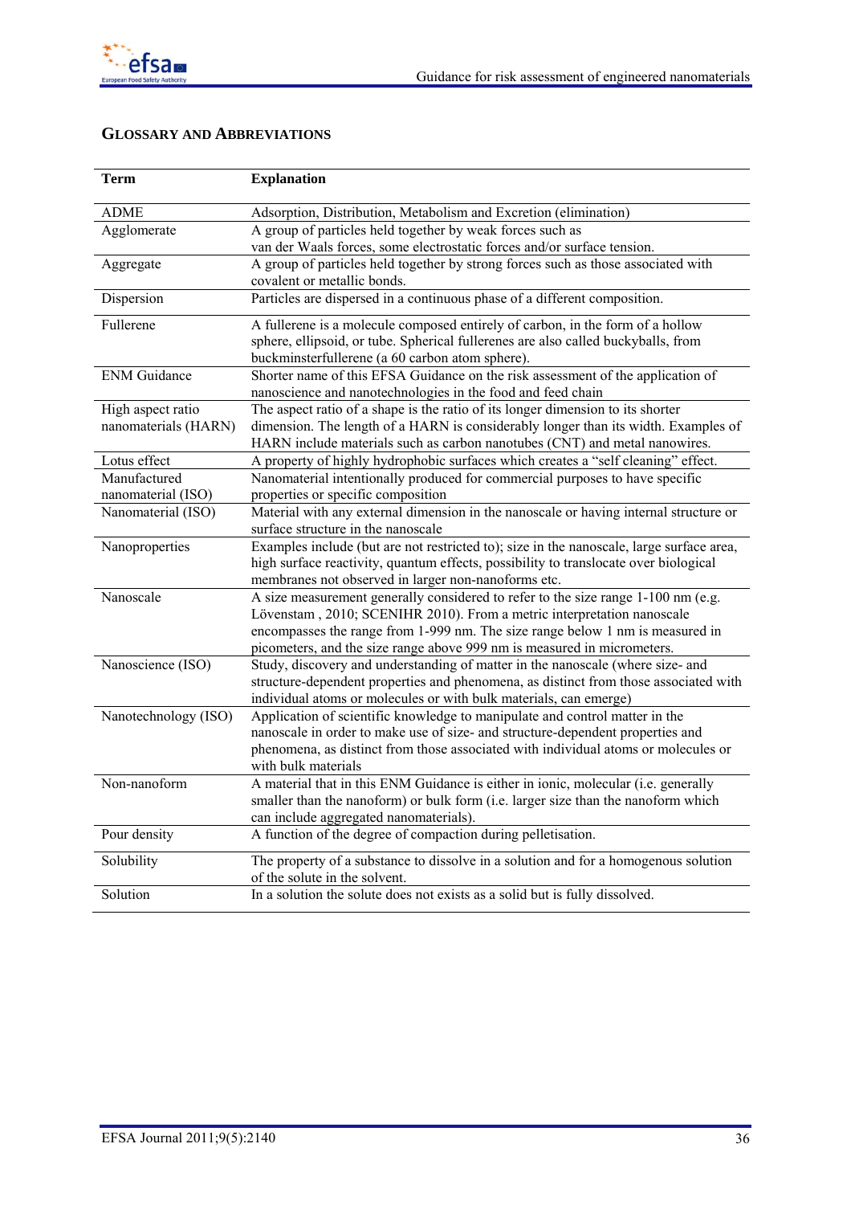## GLOSSARY AND ABBREVIATIONS

| Term | Explanation |
|---|---|
| ADME | Adsorption, Distribution, Metabolism and Excretion (elimination) |
| Agglomerate | A group of particles held together by weak forces such as van der Waals forces, some electrostatic forces and/or surface tension. |
| Aggregate | A group of particles held together by strong forces such as those associated with covalent or metallic bonds. |
| Dispersion | Particles are dispersed in a continuous phase of a different composition. |
| Fullerene | A fullerene is a molecule composed entirely of carbon, in the form of a hollow sphere, ellipsoid, or tube. Spherical fullerenes are also called buckyballs, from buckminsterfullerene (a 60 carbon atom sphere). |
| ENM Guidance | Shorter name of this EFSA Guidance on the risk assessment of the application of nanoscience and nanotechnologies in the food and feed chain |
| High aspect ratio nanomaterials (HARN) | The aspect ratio of a shape is the ratio of its longer dimension to its shorter dimension. The length of a HARN is considerably longer than its width. Examples of HARN include materials such as carbon nanotubes (CNT) and metal nanowires. |
| Lotus effect | A property of highly hydrophobic surfaces which creates a "self cleaning" effect. |
| Manufactured nanomaterial (ISO) | Nanomaterial intentionally produced for commercial purposes to have specific properties or specific composition |
| Nanomaterial (ISO) | Material with any external dimension in the nanoscale or having internal structure or surface structure in the nanoscale |
| Nanoproperties | Examples include (but are not restricted to); size in the nanoscale, large surface area, high surface reactivity, quantum effects, possibility to translocate over biological membranes not observed in larger non-nanoforms etc. |
| Nanoscale | A size measurement generally considered to refer to the size range 1-100 nm (e.g. Lövenstam , 2010; SCENIHR 2010). From a metric interpretation nanoscale encompasses the range from 1-999 nm. The size range below 1 nm is measured in picometers, and the size range above 999 nm is measured in micrometers. |
| Nanoscience (ISO) | Study, discovery and understanding of matter in the nanoscale (where size- and structure-dependent properties and phenomena, as distinct from those associated with individual atoms or molecules or with bulk materials, can emerge) |
| Nanotechnology (ISO) | Application of scientific knowledge to manipulate and control matter in the nanoscale in order to make use of size- and structure-dependent properties and phenomena, as distinct from those associated with individual atoms or molecules or with bulk materials |
| Non-nanoform | A material that in this ENM Guidance is either in ionic, molecular (i.e. generally smaller than the nanoform) or bulk form (i.e. larger size than the nanoform which can include aggregated nanomaterials). |
| Pour density | A function of the degree of compaction during pelletisation. |
| Solubility | The property of a substance to dissolve in a solution and for a homogenous solution of the solute in the solvent. |
| Solution | In a solution the solute does not exists as a solid but is fully dissolved. |